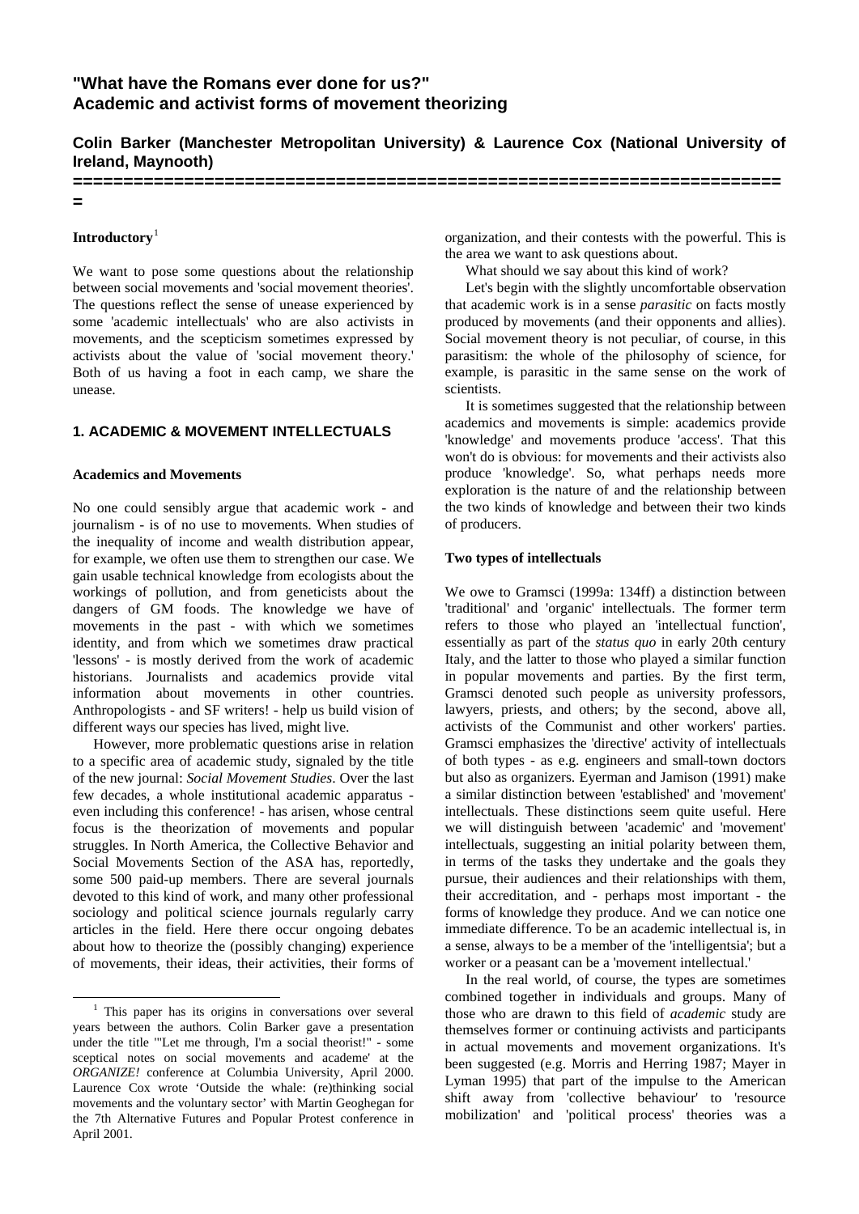# "What have the Romans ever done for us?" Academic and activist forms of movement theorizing

**Colin Barker (Manchester Metropolitan University) & Laurence Cox (National University of Ireland, Maynooth)**

---

## Introductory[1]

We want to pose some questions about the relationship between social movements and 'social movement theories'. The questions reflect the sense of unease experienced by some 'academic intellectuals' who are also activists in movements, and the scepticism sometimes expressed by activists about the value of 'social movement theory.' Both of us having a foot in each camp, we share the unease.

## 1. ACADEMIC & MOVEMENT INTELLECTUALS

### Academics and Movements

No one could sensibly argue that academic work - and journalism - is of no use to movements. When studies of the inequality of income and wealth distribution appear, for example, we often use them to strengthen our case. We gain usable technical knowledge from ecologists about the workings of pollution, and from geneticists about the dangers of GM foods. The knowledge we have of movements in the past - with which we sometimes identity, and from which we sometimes draw practical 'lessons' - is mostly derived from the work of academic historians. Journalists and academics provide vital information about movements in other countries. Anthropologists - and SF writers! - help us build vision of different ways our species has lived, might live.

However, more problematic questions arise in relation to a specific area of academic study, signaled by the title of the new journal: *Social Movement Studies*. Over the last few decades, a whole institutional academic apparatus - even including this conference! - has arisen, whose central focus is the theorization of movements and popular struggles. In North America, the Collective Behavior and Social Movements Section of the ASA has, reportedly, some 500 paid-up members. There are several journals devoted to this kind of work, and many other professional sociology and political science journals regularly carry articles in the field. Here there occur ongoing debates about how to theorize the (possibly changing) experience of movements, their ideas, their activities, their forms of organization, and their contests with the powerful. This is the area we want to ask questions about.

What should we say about this kind of work?

Let's begin with the slightly uncomfortable observation that academic work is in a sense *parasitic* on facts mostly produced by movements (and their opponents and allies). Social movement theory is not peculiar, of course, in this parasitism: the whole of the philosophy of science, for example, is parasitic in the same sense on the work of scientists.

It is sometimes suggested that the relationship between academics and movements is simple: academics provide 'knowledge' and movements produce 'access'. That this won't do is obvious: for movements and their activists also produce 'knowledge'. So, what perhaps needs more exploration is the nature of and the relationship between the two kinds of knowledge and between their two kinds of producers.

### Two types of intellectuals

We owe to Gramsci (1999a: 134ff) a distinction between 'traditional' and 'organic' intellectuals. The former term refers to those who played an 'intellectual function', essentially as part of the *status quo* in early 20th century Italy, and the latter to those who played a similar function in popular movements and parties. By the first term, Gramsci denoted such people as university professors, lawyers, priests, and others; by the second, above all, activists of the Communist and other workers' parties. Gramsci emphasizes the 'directive' activity of intellectuals of both types - as e.g. engineers and small-town doctors but also as organizers. Eyerman and Jamison (1991) make a similar distinction between 'established' and 'movement' intellectuals. These distinctions seem quite useful. Here we will distinguish between 'academic' and 'movement' intellectuals, suggesting an initial polarity between them, in terms of the tasks they undertake and the goals they pursue, their audiences and their relationships with them, their accreditation, and - perhaps most important - the forms of knowledge they produce. And we can notice one immediate difference. To be an academic intellectual is, in a sense, always to be a member of the 'intelligentsia'; but a worker or a peasant can be a 'movement intellectual.'

In the real world, of course, the types are sometimes combined together in individuals and groups. Many of those who are drawn to this field of *academic* study are themselves former or continuing activists and participants in actual movements and movement organizations. It's been suggested (e.g. Morris and Herring 1987; Mayer in Lyman 1995) that part of the impulse to the American shift away from 'collective behaviour' to 'resource mobilization' and 'political process' theories was a

[1] This paper has its origins in conversations over several years between the authors. Colin Barker gave a presentation under the title '"Let me through, I'm a social theorist!" - some sceptical notes on social movements and academe' at the *ORGANIZE!* conference at Columbia University, April 2000. Laurence Cox wrote 'Outside the whale: (re)thinking social movements and the voluntary sector' with Martin Geoghegan for the 7th Alternative Futures and Popular Protest conference in April 2001.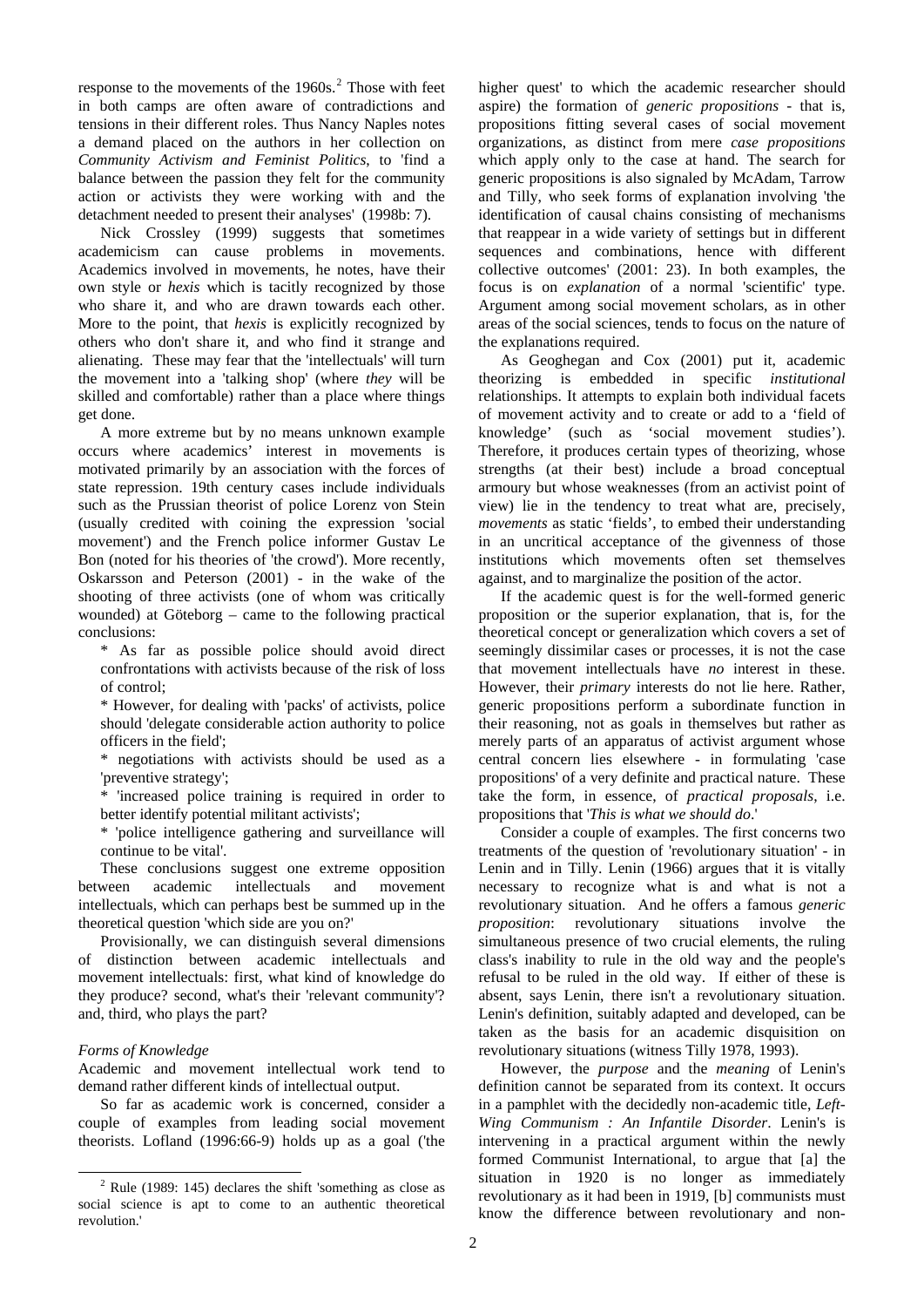response to the movements of the 1960s.[2] Those with feet in both camps are often aware of contradictions and tensions in their different roles. Thus Nancy Naples notes a demand placed on the authors in her collection on *Community Activism and Feminist Politics*, to 'find a balance between the passion they felt for the community action or activists they were working with and the detachment needed to present their analyses' (1998b: 7).

Nick Crossley (1999) suggests that sometimes academicism can cause problems in movements. Academics involved in movements, he notes, have their own style or *hexis* which is tacitly recognized by those who share it, and who are drawn towards each other. More to the point, that *hexis* is explicitly recognized by others who don't share it, and who find it strange and alienating. These may fear that the 'intellectuals' will turn the movement into a 'talking shop' (where *they* will be skilled and comfortable) rather than a place where things get done.

A more extreme but by no means unknown example occurs where academics' interest in movements is motivated primarily by an association with the forces of state repression. 19th century cases include individuals such as the Prussian theorist of police Lorenz von Stein (usually credited with coining the expression 'social movement') and the French police informer Gustav Le Bon (noted for his theories of 'the crowd'). More recently, Oskarsson and Peterson (2001) - in the wake of the shooting of three activists (one of whom was critically wounded) at Göteborg – came to the following practical conclusions:

* As far as possible police should avoid direct confrontations with activists because of the risk of loss of control;
* However, for dealing with 'packs' of activists, police should 'delegate considerable action authority to police officers in the field';
* negotiations with activists should be used as a 'preventive strategy';
* 'increased police training is required in order to better identify potential militant activists';
* 'police intelligence gathering and surveillance will continue to be vital'.

These conclusions suggest one extreme opposition between academic intellectuals and movement intellectuals, which can perhaps best be summed up in the theoretical question 'which side are you on?'

Provisionally, we can distinguish several dimensions of distinction between academic intellectuals and movement intellectuals: first, what kind of knowledge do they produce? second, what's their 'relevant community'? and, third, who plays the part?

*Forms of Knowledge*

Academic and movement intellectual work tend to demand rather different kinds of intellectual output.

So far as academic work is concerned, consider a couple of examples from leading social movement theorists. Lofland (1996:66-9) holds up as a goal ('the higher quest' to which the academic researcher should aspire) the formation of *generic propositions* - that is, propositions fitting several cases of social movement organizations, as distinct from mere *case propositions* which apply only to the case at hand. The search for generic propositions is also signaled by McAdam, Tarrow and Tilly, who seek forms of explanation involving 'the identification of causal chains consisting of mechanisms that reappear in a wide variety of settings but in different sequences and combinations, hence with different collective outcomes' (2001: 23). In both examples, the focus is on *explanation* of a normal 'scientific' type. Argument among social movement scholars, as in other areas of the social sciences, tends to focus on the nature of the explanations required.

As Geoghegan and Cox (2001) put it, academic theorizing is embedded in specific *institutional* relationships. It attempts to explain both individual facets of movement activity and to create or add to a 'field of knowledge' (such as 'social movement studies'). Therefore, it produces certain types of theorizing, whose strengths (at their best) include a broad conceptual armoury but whose weaknesses (from an activist point of view) lie in the tendency to treat what are, precisely, *movements* as static 'fields', to embed their understanding in an uncritical acceptance of the givenness of those institutions which movements often set themselves against, and to marginalize the position of the actor.

If the academic quest is for the well-formed generic proposition or the superior explanation, that is, for the theoretical concept or generalization which covers a set of seemingly dissimilar cases or processes, it is not the case that movement intellectuals have *no* interest in these. However, their *primary* interests do not lie here. Rather, generic propositions perform a subordinate function in their reasoning, not as goals in themselves but rather as merely parts of an apparatus of activist argument whose central concern lies elsewhere - in formulating 'case propositions' of a very definite and practical nature. These take the form, in essence, of *practical proposals*, i.e. propositions that '*This is what we should do*.'

Consider a couple of examples. The first concerns two treatments of the question of 'revolutionary situation' - in Lenin and in Tilly. Lenin (1966) argues that it is vitally necessary to recognize what is and what is not a revolutionary situation. And he offers a famous *generic proposition*: revolutionary situations involve the simultaneous presence of two crucial elements, the ruling class's inability to rule in the old way and the people's refusal to be ruled in the old way. If either of these is absent, says Lenin, there isn't a revolutionary situation. Lenin's definition, suitably adapted and developed, can be taken as the basis for an academic disquisition on revolutionary situations (witness Tilly 1978, 1993).

However, the *purpose* and the *meaning* of Lenin's definition cannot be separated from its context. It occurs in a pamphlet with the decidedly non-academic title, *Left-Wing Communism : An Infantile Disorder*. Lenin's is intervening in a practical argument within the newly formed Communist International, to argue that [a] the situation in 1920 is no longer as immediately revolutionary as it had been in 1919, [b] communists must know the difference between revolutionary and non-

[2] Rule (1989: 145) declares the shift 'something as close as social science is apt to come to an authentic theoretical revolution.'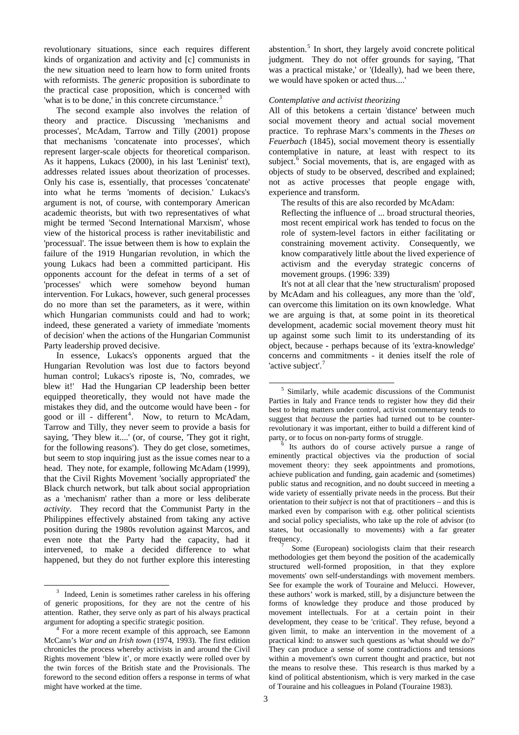revolutionary situations, since each requires different kinds of organization and activity and [c] communists in the new situation need to learn how to form united fronts with reformists. The *generic* proposition is subordinate to the practical case proposition, which is concerned with 'what is to be done,' in this concrete circumstance.[3]

The second example also involves the relation of theory and practice. Discussing 'mechanisms and processes', McAdam, Tarrow and Tilly (2001) propose that mechanisms 'concatenate into processes', which represent larger-scale objects for theoretical comparison. As it happens, Lukacs (2000), in his last 'Leninist' text), addresses related issues about theorization of processes. Only his case is, essentially, that processes 'concatenate' into what he terms 'moments of decision.' Lukacs's argument is not, of course, with contemporary American academic theorists, but with two representatives of what might be termed 'Second International Marxism', whose view of the historical process is rather inevitabilistic and 'processual'. The issue between them is how to explain the failure of the 1919 Hungarian revolution, in which the young Lukacs had been a committed participant. His opponents account for the defeat in terms of a set of 'processes' which were somehow beyond human intervention. For Lukacs, however, such general processes do no more than set the parameters, as it were, within which Hungarian communists could and had to work; indeed, these generated a variety of immediate 'moments of decision' when the actions of the Hungarian Communist Party leadership proved decisive.

In essence, Lukacs's opponents argued that the Hungarian Revolution was lost due to factors beyond human control; Lukacs's riposte is, 'No, comrades, we blew it!' Had the Hungarian CP leadership been better equipped theoretically, they would not have made the mistakes they did, and the outcome would have been - for good or ill - different[4]. Now, to return to McAdam, Tarrow and Tilly, they never seem to provide a basis for saying, 'They blew it....' (or, of course, 'They got it right, for the following reasons'). They do get close, sometimes, but seem to stop inquiring just as the issue comes near to a head. They note, for example, following McAdam (1999), that the Civil Rights Movement 'socially appropriated' the Black church network, but talk about social appropriation as a 'mechanism' rather than a more or less deliberate *activity*. They record that the Communist Party in the Philippines effectively abstained from taking any active position during the 1980s revolution against Marcos, and even note that the Party had the capacity, had it intervened, to make a decided difference to what happened, but they do not further explore this interesting abstention.[5] In short, they largely avoid concrete political judgment. They do not offer grounds for saying, 'That was a practical mistake,' or '(Ideally), had we been there, we would have spoken or acted thus....'

*Contemplative and activist theorizing*

All of this betokens a certain 'distance' between much social movement theory and actual social movement practice. To rephrase Marx's comments in the *Theses on Feuerbach* (1845), social movement theory is essentially contemplative in nature, at least with respect to its subject.[6] Social movements, that is, are engaged with as objects of study to be observed, described and explained; not as active processes that people engage with, experience and transform.

The results of this are also recorded by McAdam:

> Reflecting the influence of ... broad structural theories, most recent empirical work has tended to focus on the role of system-level factors in either facilitating or constraining movement activity. Consequently, we know comparatively little about the lived experience of activism and the everyday strategic concerns of movement groups. (1996: 339)

It's not at all clear that the 'new structuralism' proposed by McAdam and his colleagues, any more than the 'old', can overcome this limitation on its own knowledge. What we are arguing is that, at some point in its theoretical development, academic social movement theory must hit up against some such limit to its understanding of its object, because - perhaps because of its 'extra-knowledge' concerns and commitments - it denies itself the role of 'active subject'.[7]

---

[3] Indeed, Lenin is sometimes rather careless in his offering of generic propositions, for they are not the centre of his attention. Rather, they serve only as part of his always practical argument for adopting a specific strategic position.

[4] For a more recent example of this approach, see Eamonn McCann's *War and an Irish town* (1974, 1993). The first edition chronicles the process whereby activists in and around the Civil Rights movement 'blew it', or more exactly were rolled over by the twin forces of the British state and the Provisionals. The foreword to the second edition offers a response in terms of what might have worked at the time.

[5] Similarly, while academic discussions of the Communist Parties in Italy and France tends to register how they did their best to bring matters under control, activist commentary tends to suggest that *because* the parties had turned out to be counter-revolutionary it was important, either to build a different kind of party, or to focus on non-party forms of struggle.

[6] Its authors do of course actively pursue a range of eminently practical objectives via the production of social movement theory: they seek appointments and promotions, achieve publication and funding, gain academic and (sometimes) public status and recognition, and no doubt succeed in meeting a wide variety of essentially private needs in the process. But their orientation to their *subject* is not that of practitioners – and this is marked even by comparison with e.g. other political scientists and social policy specialists, who take up the role of advisor (to states, but occasionally to movements) with a far greater frequency.

[7] Some (European) sociologists claim that their research methodologies get them beyond the position of the academically structured well-formed proposition, in that they explore movements' own self-understandings with movement members. See for example the work of Touraine and Melucci. However, these authors' work is marked, still, by a disjuncture between the forms of knowledge they produce and those produced by movement intellectuals. For at a certain point in their development, they cease to be 'critical'. They refuse, beyond a given limit, to make an intervention in the movement of a practical kind: to answer such questions as 'what should we do?' They can produce a sense of some contradictions and tensions within a movement's own current thought and practice, but not the means to resolve these. This research is thus marked by a kind of political abstentionism, which is very marked in the case of Touraine and his colleagues in Poland (Touraine 1983).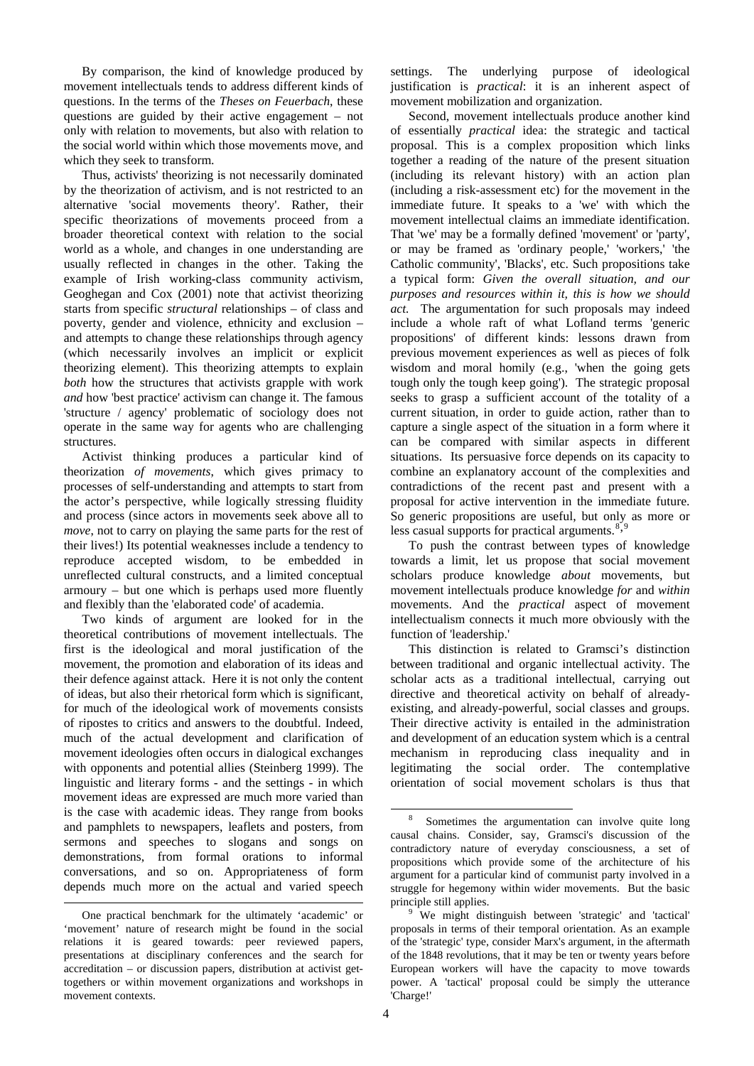By comparison, the kind of knowledge produced by movement intellectuals tends to address different kinds of questions. In the terms of the *Theses on Feuerbach*, these questions are guided by their active engagement – not only with relation to movements, but also with relation to the social world within which those movements move, and which they seek to transform.

Thus, activists' theorizing is not necessarily dominated by the theorization of activism, and is not restricted to an alternative 'social movements theory'. Rather, their specific theorizations of movements proceed from a broader theoretical context with relation to the social world as a whole, and changes in one understanding are usually reflected in changes in the other. Taking the example of Irish working-class community activism, Geoghegan and Cox (2001) note that activist theorizing starts from specific *structural* relationships – of class and poverty, gender and violence, ethnicity and exclusion – and attempts to change these relationships through agency (which necessarily involves an implicit or explicit theorizing element). This theorizing attempts to explain *both* how the structures that activists grapple with work *and* how 'best practice' activism can change it. The famous 'structure / agency' problematic of sociology does not operate in the same way for agents who are challenging structures.

Activist thinking produces a particular kind of theorization *of movements*, which gives primacy to processes of self-understanding and attempts to start from the actor's perspective, while logically stressing fluidity and process (since actors in movements seek above all to *move*, not to carry on playing the same parts for the rest of their lives!) Its potential weaknesses include a tendency to reproduce accepted wisdom, to be embedded in unreflected cultural constructs, and a limited conceptual armoury – but one which is perhaps used more fluently and flexibly than the 'elaborated code' of academia.

Two kinds of argument are looked for in the theoretical contributions of movement intellectuals. The first is the ideological and moral justification of the movement, the promotion and elaboration of its ideas and their defence against attack. Here it is not only the content of ideas, but also their rhetorical form which is significant, for much of the ideological work of movements consists of ripostes to critics and answers to the doubtful. Indeed, much of the actual development and clarification of movement ideologies often occurs in dialogical exchanges with opponents and potential allies (Steinberg 1999). The linguistic and literary forms - and the settings - in which movement ideas are expressed are much more varied than is the case with academic ideas. They range from books and pamphlets to newspapers, leaflets and posters, from sermons and speeches to slogans and songs on demonstrations, from formal orations to informal conversations, and so on. Appropriateness of form depends much more on the actual and varied speech settings. The underlying purpose of ideological justification is *practical*: it is an inherent aspect of movement mobilization and organization.

Second, movement intellectuals produce another kind of essentially *practical* idea: the strategic and tactical proposal. This is a complex proposition which links together a reading of the nature of the present situation (including its relevant history) with an action plan (including a risk-assessment etc) for the movement in the immediate future. It speaks to a 'we' with which the movement intellectual claims an immediate identification. That 'we' may be a formally defined 'movement' or 'party', or may be framed as 'ordinary people,' 'workers,' 'the Catholic community', 'Blacks', etc. Such propositions take a typical form: *Given the overall situation, and our purposes and resources within it, this is how we should act.* The argumentation for such proposals may indeed include a whole raft of what Lofland terms 'generic propositions' of different kinds: lessons drawn from previous movement experiences as well as pieces of folk wisdom and moral homily (e.g., 'when the going gets tough only the tough keep going'). The strategic proposal seeks to grasp a sufficient account of the totality of a current situation, in order to guide action, rather than to capture a single aspect of the situation in a form where it can be compared with similar aspects in different situations. Its persuasive force depends on its capacity to combine an explanatory account of the complexities and contradictions of the recent past and present with a proposal for active intervention in the immediate future. So generic propositions are useful, but only as more or less casual supports for practical arguments.[8],[9]

To push the contrast between types of knowledge towards a limit, let us propose that social movement scholars produce knowledge *about* movements, but movement intellectuals produce knowledge *for* and *within* movements. And the *practical* aspect of movement intellectualism connects it much more obviously with the function of 'leadership.'

This distinction is related to Gramsci's distinction between traditional and organic intellectual activity. The scholar acts as a traditional intellectual, carrying out directive and theoretical activity on behalf of already-existing, and already-powerful, social classes and groups. Their directive activity is entailed in the administration and development of an education system which is a central mechanism in reproducing class inequality and in legitimating the social order. The contemplative orientation of social movement scholars is thus that

---

One practical benchmark for the ultimately 'academic' or 'movement' nature of research might be found in the social relations it is geared towards: peer reviewed papers, presentations at disciplinary conferences and the search for accreditation – or discussion papers, distribution at activist get-togethers or within movement organizations and workshops in movement contexts.

[8] Sometimes the argumentation can involve quite long causal chains. Consider, say, Gramsci's discussion of the contradictory nature of everyday consciousness, a set of propositions which provide some of the architecture of his argument for a particular kind of communist party involved in a struggle for hegemony within wider movements. But the basic principle still applies.

[9] We might distinguish between 'strategic' and 'tactical' proposals in terms of their temporal orientation. As an example of the 'strategic' type, consider Marx's argument, in the aftermath of the 1848 revolutions, that it may be ten or twenty years before European workers will have the capacity to move towards power. A 'tactical' proposal could be simply the utterance 'Charge!'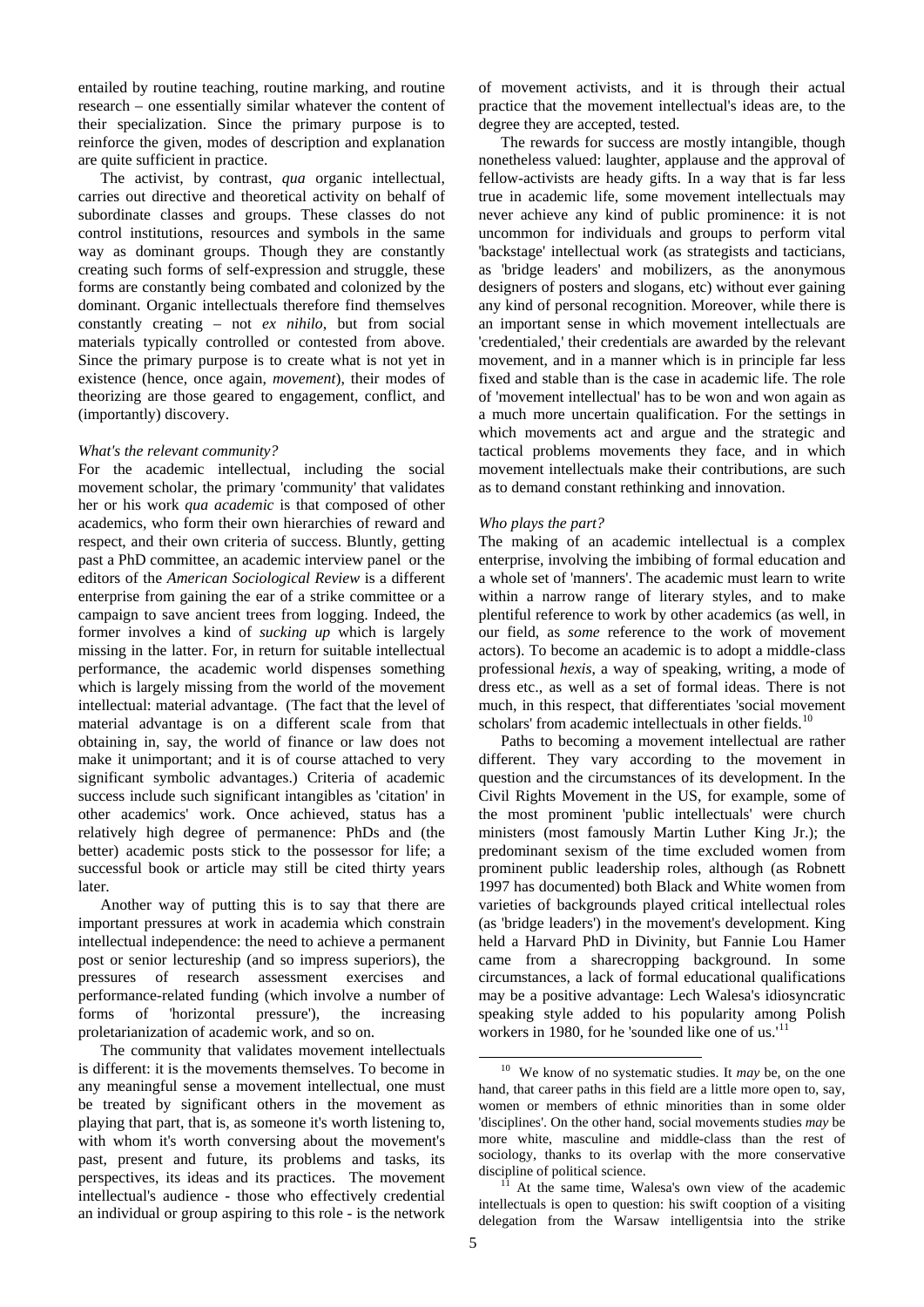entailed by routine teaching, routine marking, and routine research – one essentially similar whatever the content of their specialization. Since the primary purpose is to reinforce the given, modes of description and explanation are quite sufficient in practice.

The activist, by contrast, *qua* organic intellectual, carries out directive and theoretical activity on behalf of subordinate classes and groups. These classes do not control institutions, resources and symbols in the same way as dominant groups. Though they are constantly creating such forms of self-expression and struggle, these forms are constantly being combated and colonized by the dominant. Organic intellectuals therefore find themselves constantly creating – not *ex nihilo*, but from social materials typically controlled or contested from above. Since the primary purpose is to create what is not yet in existence (hence, once again, *movement*), their modes of theorizing are those geared to engagement, conflict, and (importantly) discovery.

*What's the relevant community?*

For the academic intellectual, including the social movement scholar, the primary 'community' that validates her or his work *qua academic* is that composed of other academics, who form their own hierarchies of reward and respect, and their own criteria of success. Bluntly, getting past a PhD committee, an academic interview panel or the editors of the *American Sociological Review* is a different enterprise from gaining the ear of a strike committee or a campaign to save ancient trees from logging. Indeed, the former involves a kind of *sucking up* which is largely missing in the latter. For, in return for suitable intellectual performance, the academic world dispenses something which is largely missing from the world of the movement intellectual: material advantage. (The fact that the level of material advantage is on a different scale from that obtaining in, say, the world of finance or law does not make it unimportant; and it is of course attached to very significant symbolic advantages.) Criteria of academic success include such significant intangibles as 'citation' in other academics' work. Once achieved, status has a relatively high degree of permanence: PhDs and (the better) academic posts stick to the possessor for life; a successful book or article may still be cited thirty years later.

Another way of putting this is to say that there are important pressures at work in academia which constrain intellectual independence: the need to achieve a permanent post or senior lectureship (and so impress superiors), the pressures of research assessment exercises and performance-related funding (which involve a number of forms of 'horizontal pressure'), the increasing proletarianization of academic work, and so on.

The community that validates movement intellectuals is different: it is the movements themselves. To become in any meaningful sense a movement intellectual, one must be treated by significant others in the movement as playing that part, that is, as someone it's worth listening to, with whom it's worth conversing about the movement's past, present and future, its problems and tasks, its perspectives, its ideas and its practices. The movement intellectual's audience - those who effectively credential an individual or group aspiring to this role - is the network of movement activists, and it is through their actual practice that the movement intellectual's ideas are, to the degree they are accepted, tested.

The rewards for success are mostly intangible, though nonetheless valued: laughter, applause and the approval of fellow-activists are heady gifts. In a way that is far less true in academic life, some movement intellectuals may never achieve any kind of public prominence: it is not uncommon for individuals and groups to perform vital 'backstage' intellectual work (as strategists and tacticians, as 'bridge leaders' and mobilizers, as the anonymous designers of posters and slogans, etc) without ever gaining any kind of personal recognition. Moreover, while there is an important sense in which movement intellectuals are 'credentialed,' their credentials are awarded by the relevant movement, and in a manner which is in principle far less fixed and stable than is the case in academic life. The role of 'movement intellectual' has to be won and won again as a much more uncertain qualification. For the settings in which movements act and argue and the strategic and tactical problems movements they face, and in which movement intellectuals make their contributions, are such as to demand constant rethinking and innovation.

*Who plays the part?*

The making of an academic intellectual is a complex enterprise, involving the imbibing of formal education and a whole set of 'manners'. The academic must learn to write within a narrow range of literary styles, and to make plentiful reference to work by other academics (as well, in our field, as *some* reference to the work of movement actors). To become an academic is to adopt a middle-class professional *hexis*, a way of speaking, writing, a mode of dress etc., as well as a set of formal ideas. There is not much, in this respect, that differentiates 'social movement scholars' from academic intellectuals in other fields.[10]

Paths to becoming a movement intellectual are rather different. They vary according to the movement in question and the circumstances of its development. In the Civil Rights Movement in the US, for example, some of the most prominent 'public intellectuals' were church ministers (most famously Martin Luther King Jr.); the predominant sexism of the time excluded women from prominent public leadership roles, although (as Robnett 1997 has documented) both Black and White women from varieties of backgrounds played critical intellectual roles (as 'bridge leaders') in the movement's development. King held a Harvard PhD in Divinity, but Fannie Lou Hamer came from a sharecropping background. In some circumstances, a lack of formal educational qualifications may be a positive advantage: Lech Walesa's idiosyncratic speaking style added to his popularity among Polish workers in 1980, for he 'sounded like one of us.'[11]

[10] We know of no systematic studies. It *may* be, on the one hand, that career paths in this field are a little more open to, say, women or members of ethnic minorities than in some older 'disciplines'. On the other hand, social movements studies *may* be more white, masculine and middle-class than the rest of sociology, thanks to its overlap with the more conservative discipline of political science.

[11] At the same time, Walesa's own view of the academic intellectuals is open to question: his swift cooption of a visiting delegation from the Warsaw intelligentsia into the strike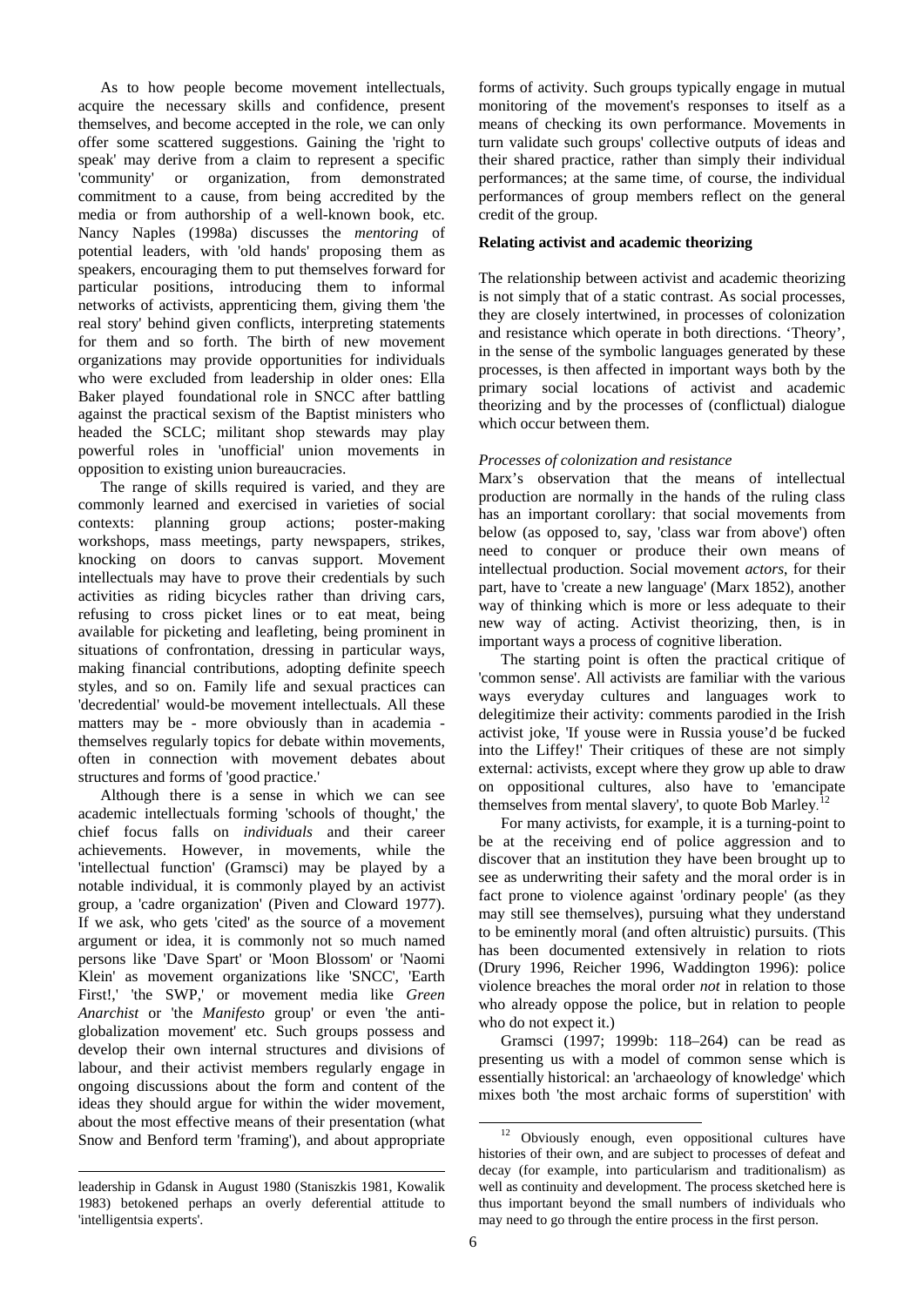As to how people become movement intellectuals, acquire the necessary skills and confidence, present themselves, and become accepted in the role, we can only offer some scattered suggestions. Gaining the 'right to speak' may derive from a claim to represent a specific 'community' or organization, from demonstrated commitment to a cause, from being accredited by the media or from authorship of a well-known book, etc. Nancy Naples (1998a) discusses the *mentoring* of potential leaders, with 'old hands' proposing them as speakers, encouraging them to put themselves forward for particular positions, introducing them to informal networks of activists, apprenticing them, giving them 'the real story' behind given conflicts, interpreting statements for them and so forth. The birth of new movement organizations may provide opportunities for individuals who were excluded from leadership in older ones: Ella Baker played foundational role in SNCC after battling against the practical sexism of the Baptist ministers who headed the SCLC; militant shop stewards may play powerful roles in 'unofficial' union movements in opposition to existing union bureaucracies.

The range of skills required is varied, and they are commonly learned and exercised in varieties of social contexts: planning group actions; poster-making workshops, mass meetings, party newspapers, strikes, knocking on doors to canvas support. Movement intellectuals may have to prove their credentials by such activities as riding bicycles rather than driving cars, refusing to cross picket lines or to eat meat, being available for picketing and leafleting, being prominent in situations of confrontation, dressing in particular ways, making financial contributions, adopting definite speech styles, and so on. Family life and sexual practices can 'decredential' would-be movement intellectuals. All these matters may be - more obviously than in academia - themselves regularly topics for debate within movements, often in connection with movement debates about structures and forms of 'good practice.'

Although there is a sense in which we can see academic intellectuals forming 'schools of thought,' the chief focus falls on *individuals* and their career achievements. However, in movements, while the 'intellectual function' (Gramsci) may be played by a notable individual, it is commonly played by an activist group, a 'cadre organization' (Piven and Cloward 1977). If we ask, who gets 'cited' as the source of a movement argument or idea, it is commonly not so much named persons like 'Dave Spart' or 'Moon Blossom' or 'Naomi Klein' as movement organizations like 'SNCC', 'Earth First!,' 'the SWP,' or movement media like *Green Anarchist* or 'the *Manifesto* group' or even 'the anti-globalization movement' etc. Such groups possess and develop their own internal structures and divisions of labour, and their activist members regularly engage in ongoing discussions about the form and content of the ideas they should argue for within the wider movement, about the most effective means of their presentation (what Snow and Benford term 'framing'), and about appropriate forms of activity. Such groups typically engage in mutual monitoring of the movement's responses to itself as a means of checking its own performance. Movements in turn validate such groups' collective outputs of ideas and their shared practice, rather than simply their individual performances; at the same time, of course, the individual performances of group members reflect on the general credit of the group.

leadership in Gdansk in August 1980 (Staniszkis 1981, Kowalik 1983) betokened perhaps an overly deferential attitude to 'intelligentsia experts'.

### Relating activist and academic theorizing

The relationship between activist and academic theorizing is not simply that of a static contrast. As social processes, they are closely intertwined, in processes of colonization and resistance which operate in both directions. 'Theory', in the sense of the symbolic languages generated by these processes, is then affected in important ways both by the primary social locations of activist and academic theorizing and by the processes of (conflictual) dialogue which occur between them.

#### *Processes of colonization and resistance*

Marx's observation that the means of intellectual production are normally in the hands of the ruling class has an important corollary: that social movements from below (as opposed to, say, 'class war from above') often need to conquer or produce their own means of intellectual production. Social movement *actors*, for their part, have to 'create a new language' (Marx 1852), another way of thinking which is more or less adequate to their new way of acting. Activist theorizing, then, is in important ways a process of cognitive liberation.

The starting point is often the practical critique of 'common sense'. All activists are familiar with the various ways everyday cultures and languages work to delegitimize their activity: comments parodied in the Irish activist joke, 'If youse were in Russia youse'd be fucked into the Liffey!' Their critiques of these are not simply external: activists, except where they grow up able to draw on oppositional cultures, also have to 'emancipate themselves from mental slavery', to quote Bob Marley.[12]

For many activists, for example, it is a turning-point to be at the receiving end of police aggression and to discover that an institution they have been brought up to see as underwriting their safety and the moral order is in fact prone to violence against 'ordinary people' (as they may still see themselves), pursuing what they understand to be eminently moral (and often altruistic) pursuits. (This has been documented extensively in relation to riots (Drury 1996, Reicher 1996, Waddington 1996): police violence breaches the moral order *not* in relation to those who already oppose the police, but in relation to people who do not expect it.)

Gramsci (1997; 1999b: 118–264) can be read as presenting us with a model of common sense which is essentially historical: an 'archaeology of knowledge' which mixes both 'the most archaic forms of superstition' with

[12] Obviously enough, even oppositional cultures have histories of their own, and are subject to processes of defeat and decay (for example, into particularism and traditionalism) as well as continuity and development. The process sketched here is thus important beyond the small numbers of individuals who may need to go through the entire process in the first person.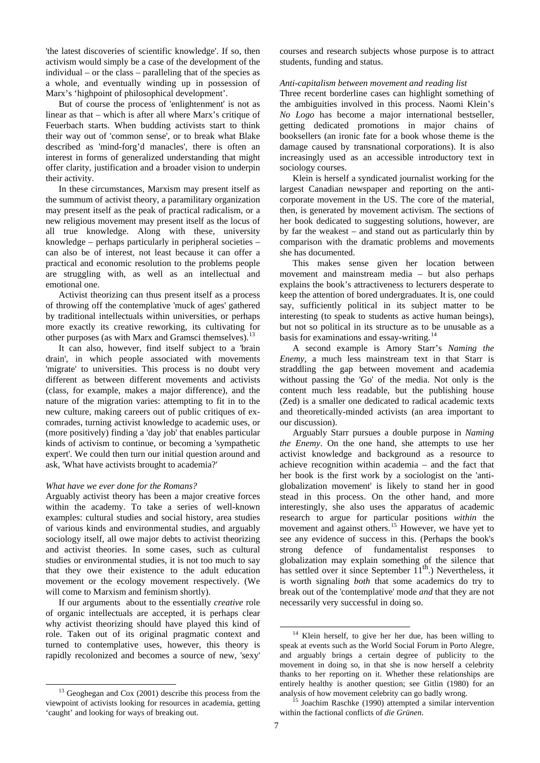'the latest discoveries of scientific knowledge'. If so, then activism would simply be a case of the development of the individual – or the class – paralleling that of the species as a whole, and eventually winding up in possession of Marx's 'highpoint of philosophical development'.

But of course the process of 'enlightenment' is not as linear as that – which is after all where Marx's critique of Feuerbach starts. When budding activists start to think their way out of 'common sense', or to break what Blake described as 'mind-forg'd manacles', there is often an interest in forms of generalized understanding that might offer clarity, justification and a broader vision to underpin their activity.

In these circumstances, Marxism may present itself as the summum of activist theory, a paramilitary organization may present itself as the peak of practical radicalism, or a new religious movement may present itself as the locus of all true knowledge. Along with these, university knowledge – perhaps particularly in peripheral societies – can also be of interest, not least because it can offer a practical and economic resolution to the problems people are struggling with, as well as an intellectual and emotional one.

Activist theorizing can thus present itself as a process of throwing off the contemplative 'muck of ages' gathered by traditional intellectuals within universities, or perhaps more exactly its creative reworking, its cultivating for other purposes (as with Marx and Gramsci themselves).[13]

It can also, however, find itself subject to a 'brain drain', in which people associated with movements 'migrate' to universities. This process is no doubt very different as between different movements and activists (class, for example, makes a major difference), and the nature of the migration varies: attempting to fit in to the new culture, making careers out of public critiques of ex-comrades, turning activist knowledge to academic uses, or (more positively) finding a 'day job' that enables particular kinds of activism to continue, or becoming a 'sympathetic expert'. We could then turn our initial question around and ask, 'What have activists brought to academia?'

### *What have we ever done for the Romans?*

Arguably activist theory has been a major creative forces within the academy. To take a series of well-known examples: cultural studies and social history, area studies of various kinds and environmental studies, and arguably sociology itself, all owe major debts to activist theorizing and activist theories. In some cases, such as cultural studies or environmental studies, it is not too much to say that they owe their existence to the adult education movement or the ecology movement respectively. (We will come to Marxism and feminism shortly).

If our arguments about to the essentially *creative* role of organic intellectuals are accepted, it is perhaps clear why activist theorizing should have played this kind of role. Taken out of its original pragmatic context and turned to contemplative uses, however, this theory is rapidly recolonized and becomes a source of new, 'sexy' courses and research subjects whose purpose is to attract students, funding and status.

### *Anti-capitalism between movement and reading list*

Three recent borderline cases can highlight something of the ambiguities involved in this process. Naomi Klein's *No Logo* has become a major international bestseller, getting dedicated promotions in major chains of booksellers (an ironic fate for a book whose theme is the damage caused by transnational corporations). It is also increasingly used as an accessible introductory text in sociology courses.

Klein is herself a syndicated journalist working for the largest Canadian newspaper and reporting on the anti-corporate movement in the US. The core of the material, then, is generated by movement activism. The sections of her book dedicated to suggesting solutions, however, are by far the weakest – and stand out as particularly thin by comparison with the dramatic problems and movements she has documented.

This makes sense given her location between movement and mainstream media – but also perhaps explains the book's attractiveness to lecturers desperate to keep the attention of bored undergraduates. It is, one could say, sufficiently political in its subject matter to be interesting (to speak to students as active human beings), but not so political in its structure as to be unusable as a basis for examinations and essay-writing.[14]

A second example is Amory Starr's *Naming the Enemy*, a much less mainstream text in that Starr is straddling the gap between movement and academia without passing the 'Go' of the media. Not only is the content much less readable, but the publishing house (Zed) is a smaller one dedicated to radical academic texts and theoretically-minded activists (an area important to our discussion).

Arguably Starr pursues a double purpose in *Naming the Enemy*. On the one hand, she attempts to use her activist knowledge and background as a resource to achieve recognition within academia – and the fact that her book is the first work by a sociologist on the 'anti-globalization movement' is likely to stand her in good stead in this process. On the other hand, and more interestingly, she also uses the apparatus of academic research to argue for particular positions *within* the movement and against others.[15] However, we have yet to see any evidence of success in this. (Perhaps the book's strong defence of fundamentalist responses to globalization may explain something of the silence that has settled over it since September 11[th].) Nevertheless, it is worth signaling *both* that some academics do try to break out of the 'contemplative' mode *and* that they are not necessarily very successful in doing so.

---

[13] Geoghegan and Cox (2001) describe this process from the viewpoint of activists looking for resources in academia, getting 'caught' and looking for ways of breaking out.

[14] Klein herself, to give her her due, has been willing to speak at events such as the World Social Forum in Porto Alegre, and arguably brings a certain degree of publicity to the movement in doing so, in that she is now herself a celebrity thanks to her reporting on it. Whether these relationships are entirely healthy is another question; see Gitlin (1980) for an analysis of how movement celebrity can go badly wrong.

[15] Joachim Raschke (1990) attempted a similar intervention within the factional conflicts of *die Grünen*.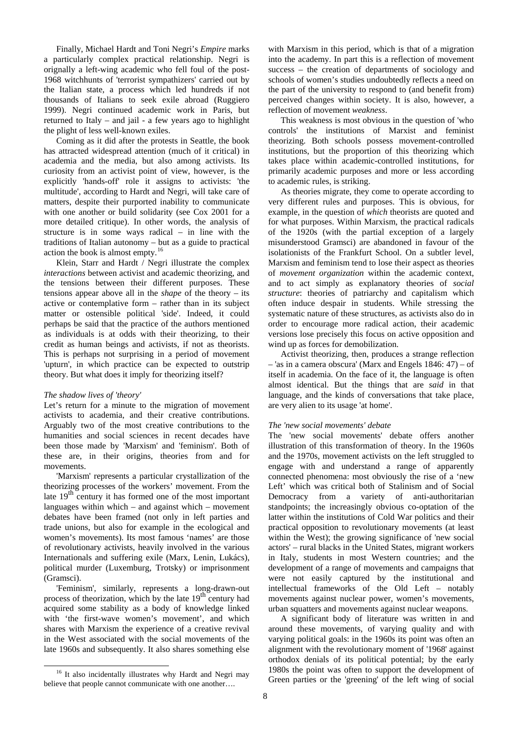Finally, Michael Hardt and Toni Negri's *Empire* marks a particularly complex practical relationship. Negri is orignally a left-wing academic who fell foul of the post-1968 witchhunts of 'terrorist sympathizers' carried out by the Italian state, a process which led hundreds if not thousands of Italians to seek exile abroad (Ruggiero 1999). Negri continued academic work in Paris, but returned to Italy – and jail - a few years ago to highlight the plight of less well-known exiles.

Coming as it did after the protests in Seattle, the book has attracted widespread attention (much of it critical) in academia and the media, but also among activists. Its curiosity from an activist point of view, however, is the explicitly 'hands-off' role it assigns to activists: 'the multitude', according to Hardt and Negri, will take care of matters, despite their purported inability to communicate with one another or build solidarity (see Cox 2001 for a more detailed critique). In other words, the analysis of structure is in some ways radical – in line with the traditions of Italian autonomy – but as a guide to practical action the book is almost empty.[16]

Klein, Starr and Hardt / Negri illustrate the complex *interactions* between activist and academic theorizing, and the tensions between their different purposes. These tensions appear above all in the *shape* of the theory – its active or contemplative form – rather than in its subject matter or ostensible political 'side'. Indeed, it could perhaps be said that the practice of the authors mentioned as individuals is at odds with their theorizing, to their credit as human beings and activists, if not as theorists. This is perhaps not surprising in a period of movement 'upturn', in which practice can be expected to outstrip theory. But what does it imply for theorizing itself?

*The shadow lives of 'theory'*

Let's return for a minute to the migration of movement activists to academia, and their creative contributions. Arguably two of the most creative contributions to the humanities and social sciences in recent decades have been those made by 'Marxism' and 'feminism'. Both of these are, in their origins, theories from and for movements.

'Marxism' represents a particular crystallization of the theorizing processes of the workers' movement. From the late 19th century it has formed one of the most important languages within which – and against which – movement debates have been framed (not only in left parties and trade unions, but also for example in the ecological and women's movements). Its most famous 'names' are those of revolutionary activists, heavily involved in the various Internationals and suffering exile (Marx, Lenin, Lukács), political murder (Luxemburg, Trotsky) or imprisonment (Gramsci).

'Feminism', similarly, represents a long-drawn-out process of theorization, which by the late 19th century had acquired some stability as a body of knowledge linked with 'the first-wave women's movement', and which shares with Marxism the experience of a creative revival in the West associated with the social movements of the late 1960s and subsequently. It also shares something else with Marxism in this period, which is that of a migration into the academy. In part this is a reflection of movement success – the creation of departments of sociology and schools of women's studies undoubtedly reflects a need on the part of the university to respond to (and benefit from) perceived changes within society. It is also, however, a reflection of movement *weakness*.

This weakness is most obvious in the question of 'who controls' the institutions of Marxist and feminist theorizing. Both schools possess movement-controlled institutions, but the proportion of this theorizing which takes place within academic-controlled institutions, for primarily academic purposes and more or less according to academic rules, is striking.

As theories migrate, they come to operate according to very different rules and purposes. This is obvious, for example, in the question of *which* theorists are quoted and for what purposes. Within Marxism, the practical radicals of the 1920s (with the partial exception of a largely misunderstood Gramsci) are abandoned in favour of the isolationists of the Frankfurt School. On a subtler level, Marxism and feminism tend to lose their aspect as theories of *movement organization* within the academic context, and to act simply as explanatory theories of *social structure*: theories of patriarchy and capitalism which often induce despair in students. While stressing the systematic nature of these structures, as activists also do in order to encourage more radical action, their academic versions lose precisely this focus on active opposition and wind up as forces for demobilization.

Activist theorizing, then, produces a strange reflection – 'as in a camera obscura' (Marx and Engels 1846: 47) – of itself in academia. On the face of it, the language is often almost identical. But the things that are *said* in that language, and the kinds of conversations that take place, are very alien to its usage 'at home'.

*The 'new social movements' debate*

The 'new social movements' debate offers another illustration of this transformation of theory. In the 1960s and the 1970s, movement activists on the left struggled to engage with and understand a range of apparently connected phenomena: most obviously the rise of a 'new Left' which was critical both of Stalinism and of Social Democracy from a variety of anti-authoritarian standpoints; the increasingly obvious co-optation of the latter within the institutions of Cold War politics and their practical opposition to revolutionary movements (at least within the West); the growing significance of 'new social actors' – rural blacks in the United States, migrant workers in Italy, students in most Western countries; and the development of a range of movements and campaigns that were not easily captured by the institutional and intellectual frameworks of the Old Left – notably movements against nuclear power, women's movements, urban squatters and movements against nuclear weapons.

A significant body of literature was written in and around these movements, of varying quality and with varying political goals: in the 1960s its point was often an alignment with the revolutionary moment of '1968' against orthodox denials of its political potential; by the early 1980s the point was often to support the development of Green parties or the 'greening' of the left wing of social

[16] It also incidentally illustrates why Hardt and Negri may believe that people cannot communicate with one another….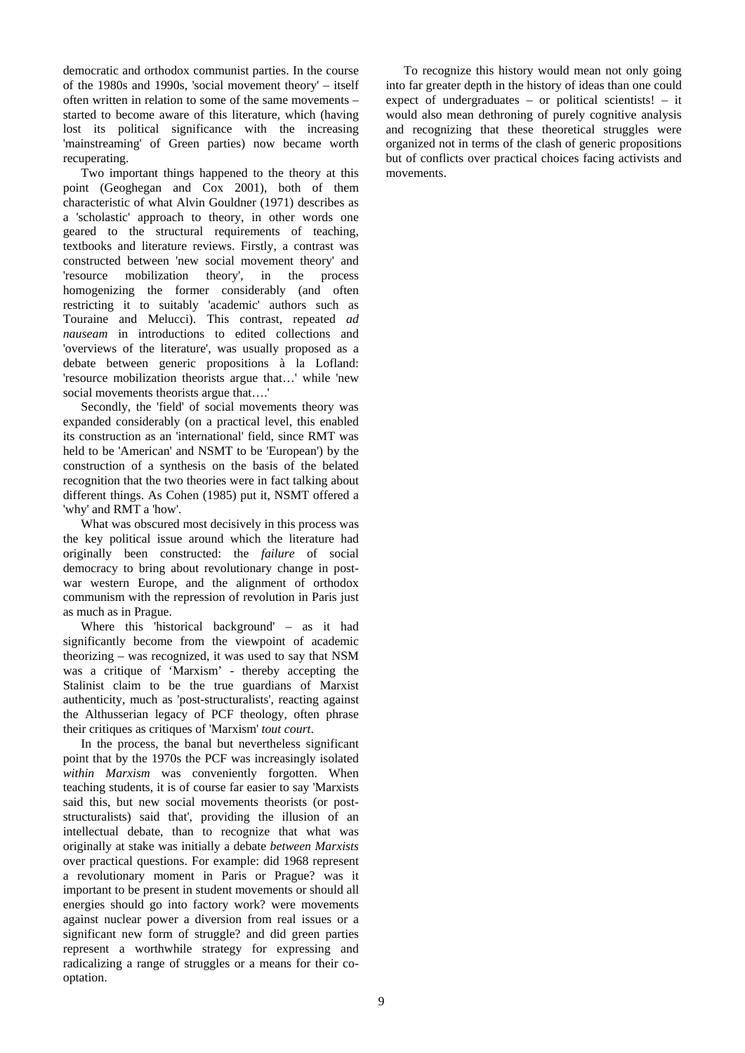democratic and orthodox communist parties. In the course of the 1980s and 1990s, 'social movement theory' – itself often written in relation to some of the same movements – started to become aware of this literature, which (having lost its political significance with the increasing 'mainstreaming' of Green parties) now became worth recuperating.

Two important things happened to the theory at this point (Geoghegan and Cox 2001), both of them characteristic of what Alvin Gouldner (1971) describes as a 'scholastic' approach to theory, in other words one geared to the structural requirements of teaching, textbooks and literature reviews. Firstly, a contrast was constructed between 'new social movement theory' and 'resource mobilization theory', in the process homogenizing the former considerably (and often restricting it to suitably 'academic' authors such as Touraine and Melucci). This contrast, repeated *ad nauseam* in introductions to edited collections and 'overviews of the literature', was usually proposed as a debate between generic propositions à la Lofland: 'resource mobilization theorists argue that…' while 'new social movements theorists argue that….'

Secondly, the 'field' of social movements theory was expanded considerably (on a practical level, this enabled its construction as an 'international' field, since RMT was held to be 'American' and NSMT to be 'European') by the construction of a synthesis on the basis of the belated recognition that the two theories were in fact talking about different things. As Cohen (1985) put it, NSMT offered a 'why' and RMT a 'how'.

What was obscured most decisively in this process was the key political issue around which the literature had originally been constructed: the *failure* of social democracy to bring about revolutionary change in post-war western Europe, and the alignment of orthodox communism with the repression of revolution in Paris just as much as in Prague.

Where this 'historical background' – as it had significantly become from the viewpoint of academic theorizing – was recognized, it was used to say that NSM was a critique of 'Marxism' - thereby accepting the Stalinist claim to be the true guardians of Marxist authenticity, much as 'post-structuralists', reacting against the Althusserian legacy of PCF theology, often phrase their critiques as critiques of 'Marxism' *tout court*.

In the process, the banal but nevertheless significant point that by the 1970s the PCF was increasingly isolated *within Marxism* was conveniently forgotten. When teaching students, it is of course far easier to say 'Marxists said this, but new social movements theorists (or post-structuralists) said that', providing the illusion of an intellectual debate, than to recognize that what was originally at stake was initially a debate *between Marxists* over practical questions. For example: did 1968 represent a revolutionary moment in Paris or Prague? was it important to be present in student movements or should all energies should go into factory work? were movements against nuclear power a diversion from real issues or a significant new form of struggle? and did green parties represent a worthwhile strategy for expressing and radicalizing a range of struggles or a means for their co-optation.

To recognize this history would mean not only going into far greater depth in the history of ideas than one could expect of undergraduates – or political scientists! – it would also mean dethroning of purely cognitive analysis and recognizing that these theoretical struggles were organized not in terms of the clash of generic propositions but of conflicts over practical choices facing activists and movements.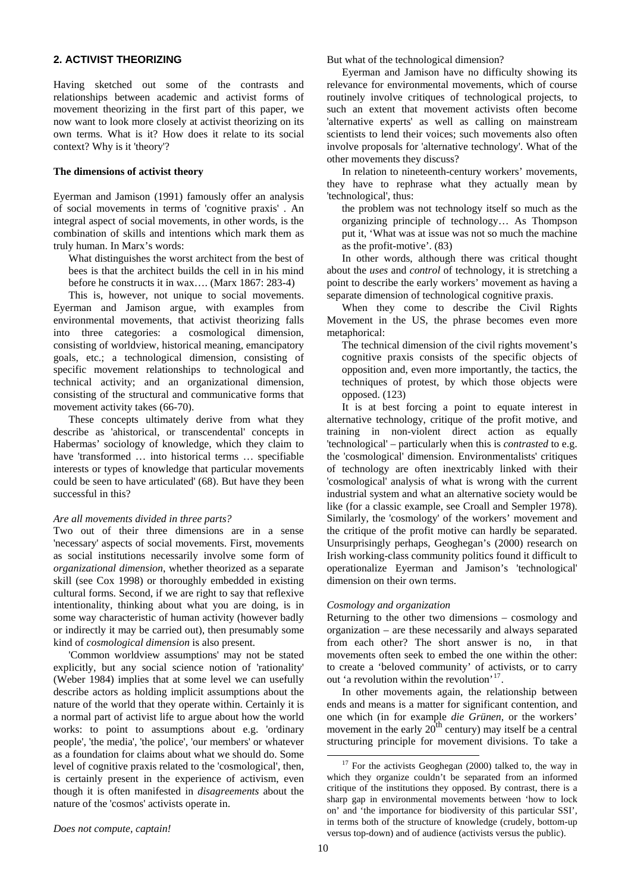## 2. ACTIVIST THEORIZING

Having sketched out some of the contrasts and relationships between academic and activist forms of movement theorizing in the first part of this paper, we now want to look more closely at activist theorizing on its own terms. What is it? How does it relate to its social context? Why is it 'theory'?

### The dimensions of activist theory

Eyerman and Jamison (1991) famously offer an analysis of social movements in terms of 'cognitive praxis' . An integral aspect of social movements, in other words, is the combination of skills and intentions which mark them as truly human. In Marx's words:

> What distinguishes the worst architect from the best of bees is that the architect builds the cell in in his mind before he constructs it in wax…. (Marx 1867: 283-4)

This is, however, not unique to social movements. Eyerman and Jamison argue, with examples from environmental movements, that activist theorizing falls into three categories: a cosmological dimension, consisting of worldview, historical meaning, emancipatory goals, etc.; a technological dimension, consisting of specific movement relationships to technological and technical activity; and an organizational dimension, consisting of the structural and communicative forms that movement activity takes (66-70).

These concepts ultimately derive from what they describe as 'ahistorical, or transcendental' concepts in Habermas' sociology of knowledge, which they claim to have 'transformed … into historical terms … specifiable interests or types of knowledge that particular movements could be seen to have articulated' (68). But have they been successful in this?

#### *Are all movements divided in three parts?*

Two out of their three dimensions are in a sense 'necessary' aspects of social movements. First, movements as social institutions necessarily involve some form of *organizational dimension*, whether theorized as a separate skill (see Cox 1998) or thoroughly embedded in existing cultural forms. Second, if we are right to say that reflexive intentionality, thinking about what you are doing, is in some way characteristic of human activity (however badly or indirectly it may be carried out), then presumably some kind of *cosmological dimension* is also present.

'Common worldview assumptions' may not be stated explicitly, but any social science notion of 'rationality' (Weber 1984) implies that at some level we can usefully describe actors as holding implicit assumptions about the nature of the world that they operate within. Certainly it is a normal part of activist life to argue about how the world works: to point to assumptions about e.g. 'ordinary people', 'the media', 'the police', 'our members' or whatever as a foundation for claims about what we should do. Some level of cognitive praxis related to the 'cosmological', then, is certainly present in the experience of activism, even though it is often manifested in *disagreements* about the nature of the 'cosmos' activists operate in.

#### *Does not compute, captain!*

But what of the technological dimension?

Eyerman and Jamison have no difficulty showing its relevance for environmental movements, which of course routinely involve critiques of technological projects, to such an extent that movement activists often become 'alternative experts' as well as calling on mainstream scientists to lend their voices; such movements also often involve proposals for 'alternative technology'. What of the other movements they discuss?

In relation to nineteenth-century workers' movements, they have to rephrase what they actually mean by 'technological', thus:

> the problem was not technology itself so much as the organizing principle of technology… As Thompson put it, 'What was at issue was not so much the machine as the profit-motive'. (83)

In other words, although there was critical thought about the *uses* and *control* of technology, it is stretching a point to describe the early workers' movement as having a separate dimension of technological cognitive praxis.

When they come to describe the Civil Rights Movement in the US, the phrase becomes even more metaphorical:

> The technical dimension of the civil rights movement's cognitive praxis consists of the specific objects of opposition and, even more importantly, the tactics, the techniques of protest, by which those objects were opposed. (123)

It is at best forcing a point to equate interest in alternative technology, critique of the profit motive, and training in non-violent direct action as equally 'technological' – particularly when this is *contrasted* to e.g. the 'cosmological' dimension. Environmentalists' critiques of technology are often inextricably linked with their 'cosmological' analysis of what is wrong with the current industrial system and what an alternative society would be like (for a classic example, see Croall and Sempler 1978). Similarly, the 'cosmology' of the workers' movement and the critique of the profit motive can hardly be separated. Unsurprisingly perhaps, Geoghegan's (2000) research on Irish working-class community politics found it difficult to operationalize Eyerman and Jamison's 'technological' dimension on their own terms.

#### *Cosmology and organization*

Returning to the other two dimensions – cosmology and organization – are these necessarily and always separated from each other? The short answer is no, in that movements often seek to embed the one within the other: to create a 'beloved community' of activists, or to carry out 'a revolution within the revolution'[17].

In other movements again, the relationship between ends and means is a matter for significant contention, and one which (in for example *die Grünen*, or the workers' movement in the early 20th century) may itself be a central structuring principle for movement divisions. To take a

---

[17] For the activists Geoghegan (2000) talked to, the way in which they organize couldn't be separated from an informed critique of the institutions they opposed. By contrast, there is a sharp gap in environmental movements between 'how to lock on' and 'the importance for biodiversity of this particular SSI', in terms both of the structure of knowledge (crudely, bottom-up versus top-down) and of audience (activists versus the public).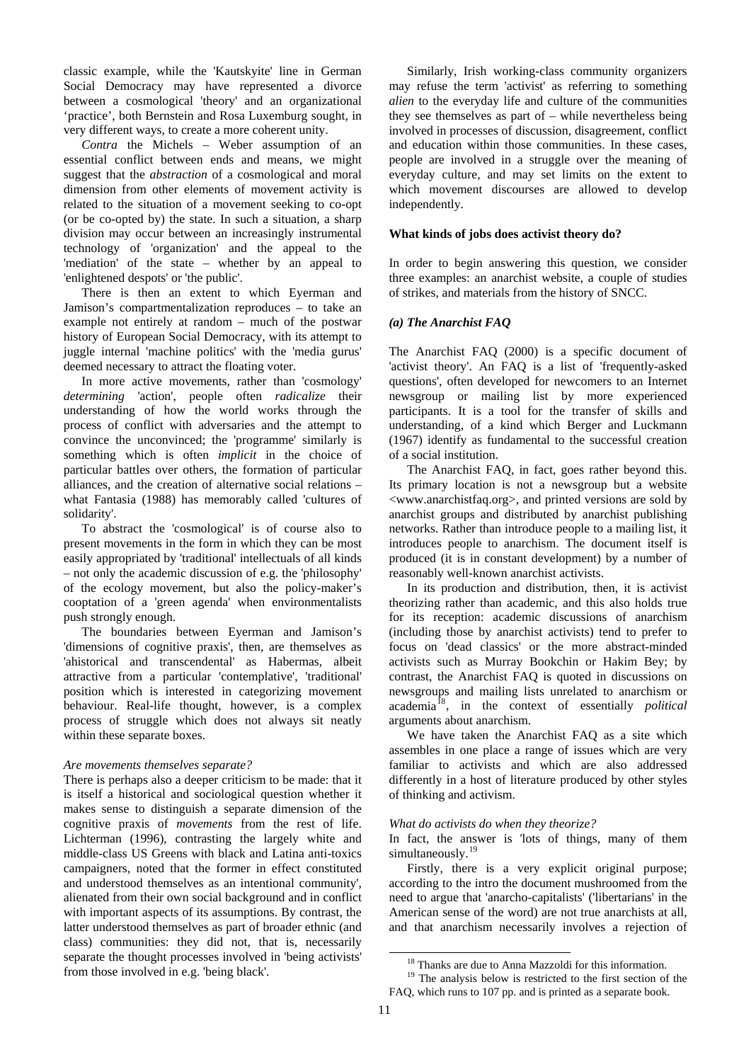classic example, while the 'Kautskyite' line in German Social Democracy may have represented a divorce between a cosmological 'theory' and an organizational 'practice', both Bernstein and Rosa Luxemburg sought, in very different ways, to create a more coherent unity.

*Contra* the Michels – Weber assumption of an essential conflict between ends and means, we might suggest that the *abstraction* of a cosmological and moral dimension from other elements of movement activity is related to the situation of a movement seeking to co-opt (or be co-opted by) the state. In such a situation, a sharp division may occur between an increasingly instrumental technology of 'organization' and the appeal to the 'mediation' of the state – whether by an appeal to 'enlightened despots' or 'the public'.

There is then an extent to which Eyerman and Jamison's compartmentalization reproduces – to take an example not entirely at random – much of the postwar history of European Social Democracy, with its attempt to juggle internal 'machine politics' with the 'media gurus' deemed necessary to attract the floating voter.

In more active movements, rather than 'cosmology' *determining* 'action', people often *radicalize* their understanding of how the world works through the process of conflict with adversaries and the attempt to convince the unconvinced; the 'programme' similarly is something which is often *implicit* in the choice of particular battles over others, the formation of particular alliances, and the creation of alternative social relations – what Fantasia (1988) has memorably called 'cultures of solidarity'.

To abstract the 'cosmological' is of course also to present movements in the form in which they can be most easily appropriated by 'traditional' intellectuals of all kinds – not only the academic discussion of e.g. the 'philosophy' of the ecology movement, but also the policy-maker's cooptation of a 'green agenda' when environmentalists push strongly enough.

The boundaries between Eyerman and Jamison's 'dimensions of cognitive praxis', then, are themselves as 'ahistorical and transcendental' as Habermas, albeit attractive from a particular 'contemplative', 'traditional' position which is interested in categorizing movement behaviour. Real-life thought, however, is a complex process of struggle which does not always sit neatly within these separate boxes.

*Are movements themselves separate?*

There is perhaps also a deeper criticism to be made: that it is itself a historical and sociological question whether it makes sense to distinguish a separate dimension of the cognitive praxis of *movements* from the rest of life. Lichterman (1996), contrasting the largely white and middle-class US Greens with black and Latina anti-toxics campaigners, noted that the former in effect constituted and understood themselves as an intentional community', alienated from their own social background and in conflict with important aspects of its assumptions. By contrast, the latter understood themselves as part of broader ethnic (and class) communities: they did not, that is, necessarily separate the thought processes involved in 'being activists' from those involved in e.g. 'being black'.

Similarly, Irish working-class community organizers may refuse the term 'activist' as referring to something *alien* to the everyday life and culture of the communities they see themselves as part of – while nevertheless being involved in processes of discussion, disagreement, conflict and education within those communities. In these cases, people are involved in a struggle over the meaning of everyday culture, and may set limits on the extent to which movement discourses are allowed to develop independently.

**What kinds of jobs does activist theory do?**

In order to begin answering this question, we consider three examples: an anarchist website, a couple of studies of strikes, and materials from the history of SNCC.

***(a) The Anarchist FAQ***

The Anarchist FAQ (2000) is a specific document of 'activist theory'. An FAQ is a list of 'frequently-asked questions', often developed for newcomers to an Internet newsgroup or mailing list by more experienced participants. It is a tool for the transfer of skills and understanding, of a kind which Berger and Luckmann (1967) identify as fundamental to the successful creation of a social institution.

The Anarchist FAQ, in fact, goes rather beyond this. Its primary location is not a newsgroup but a website <www.anarchistfaq.org>, and printed versions are sold by anarchist groups and distributed by anarchist publishing networks. Rather than introduce people to a mailing list, it introduces people to anarchism. The document itself is produced (it is in constant development) by a number of reasonably well-known anarchist activists.

In its production and distribution, then, it is activist theorizing rather than academic, and this also holds true for its reception: academic discussions of anarchism (including those by anarchist activists) tend to prefer to focus on 'dead classics' or the more abstract-minded activists such as Murray Bookchin or Hakim Bey; by contrast, the Anarchist FAQ is quoted in discussions on newsgroups and mailing lists unrelated to anarchism or academia[18], in the context of essentially *political* arguments about anarchism.

We have taken the Anarchist FAQ as a site which assembles in one place a range of issues which are very familiar to activists and which are also addressed differently in a host of literature produced by other styles of thinking and activism.

*What do activists do when they theorize?*

In fact, the answer is 'lots of things, many of them simultaneously.[19]

Firstly, there is a very explicit original purpose; according to the intro the document mushroomed from the need to argue that 'anarcho-capitalists' ('libertarians' in the American sense of the word) are not true anarchists at all, and that anarchism necessarily involves a rejection of

[18] Thanks are due to Anna Mazzoldi for this information.

[19] The analysis below is restricted to the first section of the FAQ, which runs to 107 pp. and is printed as a separate book.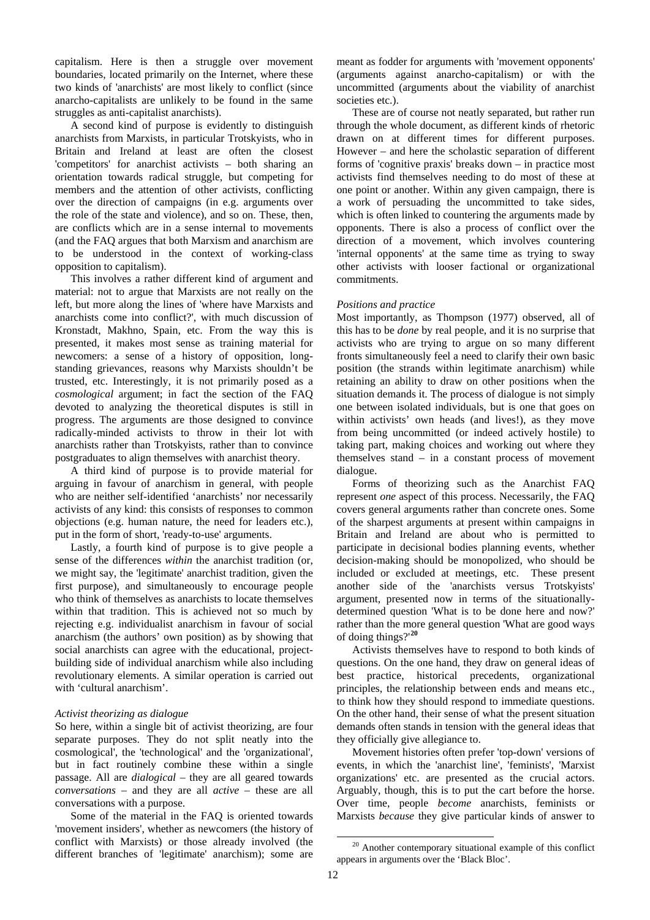capitalism. Here is then a struggle over movement boundaries, located primarily on the Internet, where these two kinds of 'anarchists' are most likely to conflict (since anarcho-capitalists are unlikely to be found in the same struggles as anti-capitalist anarchists).

A second kind of purpose is evidently to distinguish anarchists from Marxists, in particular Trotskyists, who in Britain and Ireland at least are often the closest 'competitors' for anarchist activists – both sharing an orientation towards radical struggle, but competing for members and the attention of other activists, conflicting over the direction of campaigns (in e.g. arguments over the role of the state and violence), and so on. These, then, are conflicts which are in a sense internal to movements (and the FAQ argues that both Marxism and anarchism are to be understood in the context of working-class opposition to capitalism).

This involves a rather different kind of argument and material: not to argue that Marxists are not really on the left, but more along the lines of 'where have Marxists and anarchists come into conflict?', with much discussion of Kronstadt, Makhno, Spain, etc. From the way this is presented, it makes most sense as training material for newcomers: a sense of a history of opposition, long-standing grievances, reasons why Marxists shouldn't be trusted, etc. Interestingly, it is not primarily posed as a *cosmological* argument; in fact the section of the FAQ devoted to analyzing the theoretical disputes is still in progress. The arguments are those designed to convince radically-minded activists to throw in their lot with anarchists rather than Trotskyists, rather than to convince postgraduates to align themselves with anarchist theory.

A third kind of purpose is to provide material for arguing in favour of anarchism in general, with people who are neither self-identified 'anarchists' nor necessarily activists of any kind: this consists of responses to common objections (e.g. human nature, the need for leaders etc.), put in the form of short, 'ready-to-use' arguments.

Lastly, a fourth kind of purpose is to give people a sense of the differences *within* the anarchist tradition (or, we might say, the 'legitimate' anarchist tradition, given the first purpose), and simultaneously to encourage people who think of themselves as anarchists to locate themselves within that tradition. This is achieved not so much by rejecting e.g. individualist anarchism in favour of social anarchism (the authors' own position) as by showing that social anarchists can agree with the educational, project-building side of individual anarchism while also including revolutionary elements. A similar operation is carried out with 'cultural anarchism'.

*Activist theorizing as dialogue*

So here, within a single bit of activist theorizing, are four separate purposes. They do not split neatly into the cosmological', the 'technological' and the 'organizational', but in fact routinely combine these within a single passage. All are *dialogical* – they are all geared towards *conversations* – and they are all *active* – these are all conversations with a purpose.

Some of the material in the FAQ is oriented towards 'movement insiders', whether as newcomers (the history of conflict with Marxists) or those already involved (the different branches of 'legitimate' anarchism); some are meant as fodder for arguments with 'movement opponents' (arguments against anarcho-capitalism) or with the uncommitted (arguments about the viability of anarchist societies etc.).

These are of course not neatly separated, but rather run through the whole document, as different kinds of rhetoric drawn on at different times for different purposes. However – and here the scholastic separation of different forms of 'cognitive praxis' breaks down – in practice most activists find themselves needing to do most of these at one point or another. Within any given campaign, there is a work of persuading the uncommitted to take sides, which is often linked to countering the arguments made by opponents. There is also a process of conflict over the direction of a movement, which involves countering 'internal opponents' at the same time as trying to sway other activists with looser factional or organizational commitments.

*Positions and practice*

Most importantly, as Thompson (1977) observed, all of this has to be *done* by real people, and it is no surprise that activists who are trying to argue on so many different fronts simultaneously feel a need to clarify their own basic position (the strands within legitimate anarchism) while retaining an ability to draw on other positions when the situation demands it. The process of dialogue is not simply one between isolated individuals, but is one that goes on within activists' own heads (and lives!), as they move from being uncommitted (or indeed actively hostile) to taking part, making choices and working out where they themselves stand – in a constant process of movement dialogue.

Forms of theorizing such as the Anarchist FAQ represent *one* aspect of this process. Necessarily, the FAQ covers general arguments rather than concrete ones. Some of the sharpest arguments at present within campaigns in Britain and Ireland are about who is permitted to participate in decisional bodies planning events, whether decision-making should be monopolized, who should be included or excluded at meetings, etc. These present another side of the 'anarchists versus Trotskyists' argument, presented now in terms of the situationally-determined question 'What is to be done here and now?' rather than the more general question 'What are good ways of doing things?'[20]

Activists themselves have to respond to both kinds of questions. On the one hand, they draw on general ideas of best practice, historical precedents, organizational principles, the relationship between ends and means etc., to think how they should respond to immediate questions. On the other hand, their sense of what the present situation demands often stands in tension with the general ideas that they officially give allegiance to.

Movement histories often prefer 'top-down' versions of events, in which the 'anarchist line', 'feminists', 'Marxist organizations' etc. are presented as the crucial actors. Arguably, though, this is to put the cart before the horse. Over time, people *become* anarchists, feminists or Marxists *because* they give particular kinds of answer to

---

[20] Another contemporary situational example of this conflict appears in arguments over the 'Black Bloc'.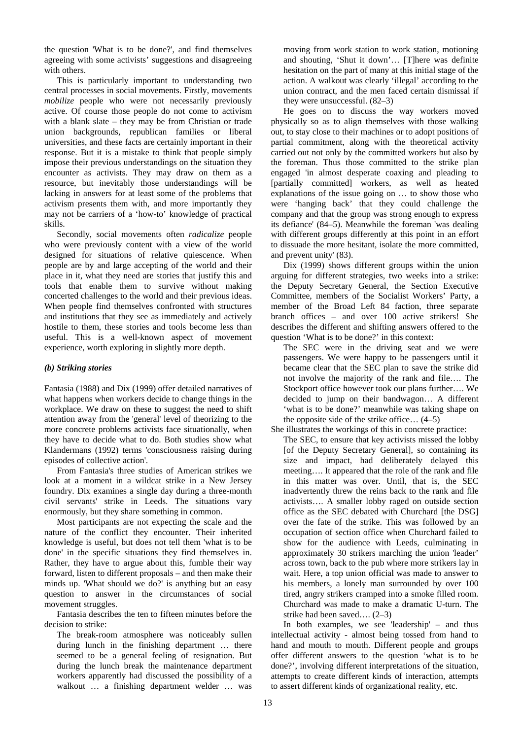the question 'What is to be done?', and find themselves agreeing with some activists' suggestions and disagreeing with others.

This is particularly important to understanding two central processes in social movements. Firstly, movements *mobilize* people who were not necessarily previously active. Of course those people do not come to activism with a blank slate – they may be from Christian or trade union backgrounds, republican families or liberal universities, and these facts are certainly important in their response. But it is a mistake to think that people simply impose their previous understandings on the situation they encounter as activists. They may draw on them as a resource, but inevitably those understandings will be lacking in answers for at least some of the problems that activism presents them with, and more importantly they may not be carriers of a 'how-to' knowledge of practical skills.

Secondly, social movements often *radicalize* people who were previously content with a view of the world designed for situations of relative quiescence. When people are by and large accepting of the world and their place in it, what they need are stories that justify this and tools that enable them to survive without making concerted challenges to the world and their previous ideas. When people find themselves confronted with structures and institutions that they see as immediately and actively hostile to them, these stories and tools become less than useful. This is a well-known aspect of movement experience, worth exploring in slightly more depth.

### *(b) Striking stories*

Fantasia (1988) and Dix (1999) offer detailed narratives of what happens when workers decide to change things in the workplace. We draw on these to suggest the need to shift attention away from the 'general' level of theorizing to the more concrete problems activists face situationally, when they have to decide what to do. Both studies show what Klandermans (1992) terms 'consciousness raising during episodes of collective action'.

From Fantasia's three studies of American strikes we look at a moment in a wildcat strike in a New Jersey foundry. Dix examines a single day during a three-month civil servants' strike in Leeds. The situations vary enormously, but they share something in common.

Most participants are not expecting the scale and the nature of the conflict they encounter. Their inherited knowledge is useful, but does not tell them 'what is to be done' in the specific situations they find themselves in. Rather, they have to argue about this, fumble their way forward, listen to different proposals – and then make their minds up. 'What should we do?' is anything but an easy question to answer in the circumstances of social movement struggles.

Fantasia describes the ten to fifteen minutes before the decision to strike:

> The break-room atmosphere was noticeably sullen during lunch in the finishing department … there seemed to be a general feeling of resignation. But during the lunch break the maintenance department workers apparently had discussed the possibility of a walkout … a finishing department welder … was moving from work station to work station, motioning and shouting, 'Shut it down'… [T]here was definite hesitation on the part of many at this initial stage of the action. A walkout was clearly 'illegal' according to the union contract, and the men faced certain dismissal if they were unsuccessful. (82–3)

He goes on to discuss the way workers moved physically so as to align themselves with those walking out, to stay close to their machines or to adopt positions of partial commitment, along with the theoretical activity carried out not only by the committed workers but also by the foreman. Thus those committed to the strike plan engaged 'in almost desperate coaxing and pleading to [partially committed] workers, as well as heated explanations of the issue going on … to show those who were 'hanging back' that they could challenge the company and that the group was strong enough to express its defiance' (84–5). Meanwhile the foreman 'was dealing with different groups differently at this point in an effort to dissuade the more hesitant, isolate the more committed, and prevent unity' (83).

Dix (1999) shows different groups within the union arguing for different strategies, two weeks into a strike: the Deputy Secretary General, the Section Executive Committee, members of the Socialist Workers' Party, a member of the Broad Left 84 faction, three separate branch offices – and over 100 active strikers! She describes the different and shifting answers offered to the question 'What is to be done?' in this context:

> The SEC were in the driving seat and we were passengers. We were happy to be passengers until it became clear that the SEC plan to save the strike did not involve the majority of the rank and file…. The Stockport office however took our plans further…. We decided to jump on their bandwagon… A different 'what is to be done?' meanwhile was taking shape on the opposite side of the strike office… (4–5)

She illustrates the workings of this in concrete practice:

> The SEC, to ensure that key activists missed the lobby [of the Deputy Secretary General], so containing its size and impact, had deliberately delayed this meeting…. It appeared that the role of the rank and file in this matter was over. Until, that is, the SEC inadvertently threw the reins back to the rank and file activists…. A smaller lobby raged on outside section office as the SEC debated with Churchard [the DSG] over the fate of the strike. This was followed by an occupation of section office when Churchard failed to show for the audience with Leeds, culminating in approximately 30 strikers marching the union 'leader' across town, back to the pub where more strikers lay in wait. Here, a top union official was made to answer to his members, a lonely man surrounded by over 100 tired, angry strikers cramped into a smoke filled room. Churchard was made to make a dramatic U-turn. The strike had been saved…. (2–3)

In both examples, we see 'leadership' – and thus intellectual activity - almost being tossed from hand to hand and mouth to mouth. Different people and groups offer different answers to the question 'what is to be done?', involving different interpretations of the situation, attempts to create different kinds of interaction, attempts to assert different kinds of organizational reality, etc.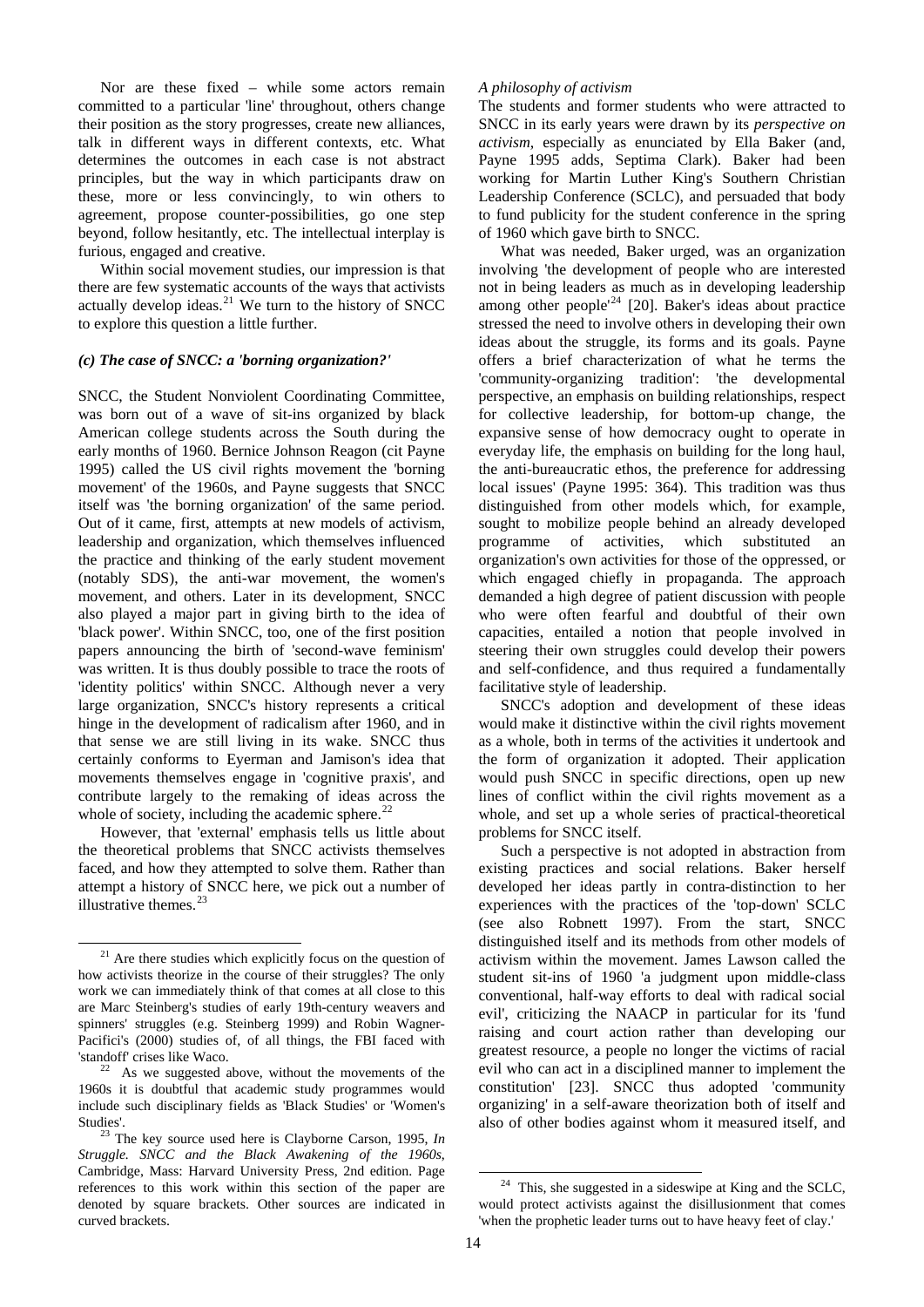Nor are these fixed – while some actors remain committed to a particular 'line' throughout, others change their position as the story progresses, create new alliances, talk in different ways in different contexts, etc. What determines the outcomes in each case is not abstract principles, but the way in which participants draw on these, more or less convincingly, to win others to agreement, propose counter-possibilities, go one step beyond, follow hesitantly, etc. The intellectual interplay is furious, engaged and creative.

Within social movement studies, our impression is that there are few systematic accounts of the ways that activists actually develop ideas.[21] We turn to the history of SNCC to explore this question a little further.

### *(c) The case of SNCC: a 'borning organization?'*

SNCC, the Student Nonviolent Coordinating Committee, was born out of a wave of sit-ins organized by black American college students across the South during the early months of 1960. Bernice Johnson Reagon (cit Payne 1995) called the US civil rights movement the 'borning movement' of the 1960s, and Payne suggests that SNCC itself was 'the borning organization' of the same period. Out of it came, first, attempts at new models of activism, leadership and organization, which themselves influenced the practice and thinking of the early student movement (notably SDS), the anti-war movement, the women's movement, and others. Later in its development, SNCC also played a major part in giving birth to the idea of 'black power'. Within SNCC, too, one of the first position papers announcing the birth of 'second-wave feminism' was written. It is thus doubly possible to trace the roots of 'identity politics' within SNCC. Although never a very large organization, SNCC's history represents a critical hinge in the development of radicalism after 1960, and in that sense we are still living in its wake. SNCC thus certainly conforms to Eyerman and Jamison's idea that movements themselves engage in 'cognitive praxis', and contribute largely to the remaking of ideas across the whole of society, including the academic sphere.[22]

However, that 'external' emphasis tells us little about the theoretical problems that SNCC activists themselves faced, and how they attempted to solve them. Rather than attempt a history of SNCC here, we pick out a number of illustrative themes.[23]

#### *A philosophy of activism*

The students and former students who were attracted to SNCC in its early years were drawn by its *perspective on activism*, especially as enunciated by Ella Baker (and, Payne 1995 adds, Septima Clark). Baker had been working for Martin Luther King's Southern Christian Leadership Conference (SCLC), and persuaded that body to fund publicity for the student conference in the spring of 1960 which gave birth to SNCC.

What was needed, Baker urged, was an organization involving 'the development of people who are interested not in being leaders as much as in developing leadership among other people'[24] [20]. Baker's ideas about practice stressed the need to involve others in developing their own ideas about the struggle, its forms and its goals. Payne offers a brief characterization of what he terms the 'community-organizing tradition': 'the developmental perspective, an emphasis on building relationships, respect for collective leadership, for bottom-up change, the expansive sense of how democracy ought to operate in everyday life, the emphasis on building for the long haul, the anti-bureaucratic ethos, the preference for addressing local issues' (Payne 1995: 364). This tradition was thus distinguished from other models which, for example, sought to mobilize people behind an already developed programme of activities, which substituted an organization's own activities for those of the oppressed, or which engaged chiefly in propaganda. The approach demanded a high degree of patient discussion with people who were often fearful and doubtful of their own capacities, entailed a notion that people involved in steering their own struggles could develop their powers and self-confidence, and thus required a fundamentally facilitative style of leadership.

SNCC's adoption and development of these ideas would make it distinctive within the civil rights movement as a whole, both in terms of the activities it undertook and the form of organization it adopted. Their application would push SNCC in specific directions, open up new lines of conflict within the civil rights movement as a whole, and set up a whole series of practical-theoretical problems for SNCC itself.

Such a perspective is not adopted in abstraction from existing practices and social relations. Baker herself developed her ideas partly in contra-distinction to her experiences with the practices of the 'top-down' SCLC (see also Robnett 1997). From the start, SNCC distinguished itself and its methods from other models of activism within the movement. James Lawson called the student sit-ins of 1960 'a judgment upon middle-class conventional, half-way efforts to deal with radical social evil', criticizing the NAACP in particular for its 'fund raising and court action rather than developing our greatest resource, a people no longer the victims of racial evil who can act in a disciplined manner to implement the constitution' [23]. SNCC thus adopted 'community organizing' in a self-aware theorization both of itself and also of other bodies against whom it measured itself, and

---

[21] Are there studies which explicitly focus on the question of how activists theorize in the course of their struggles? The only work we can immediately think of that comes at all close to this are Marc Steinberg's studies of early 19th-century weavers and spinners' struggles (e.g. Steinberg 1999) and Robin Wagner-Pacifici's (2000) studies of, of all things, the FBI faced with 'standoff' crises like Waco.

[22] As we suggested above, without the movements of the 1960s it is doubtful that academic study programmes would include such disciplinary fields as 'Black Studies' or 'Women's Studies'.

[23] The key source used here is Clayborne Carson, 1995, *In Struggle. SNCC and the Black Awakening of the 1960s*, Cambridge, Mass: Harvard University Press, 2nd edition. Page references to this work within this section of the paper are denoted by square brackets. Other sources are indicated in curved brackets.

[24] This, she suggested in a sideswipe at King and the SCLC, would protect activists against the disillusionment that comes 'when the prophetic leader turns out to have heavy feet of clay.'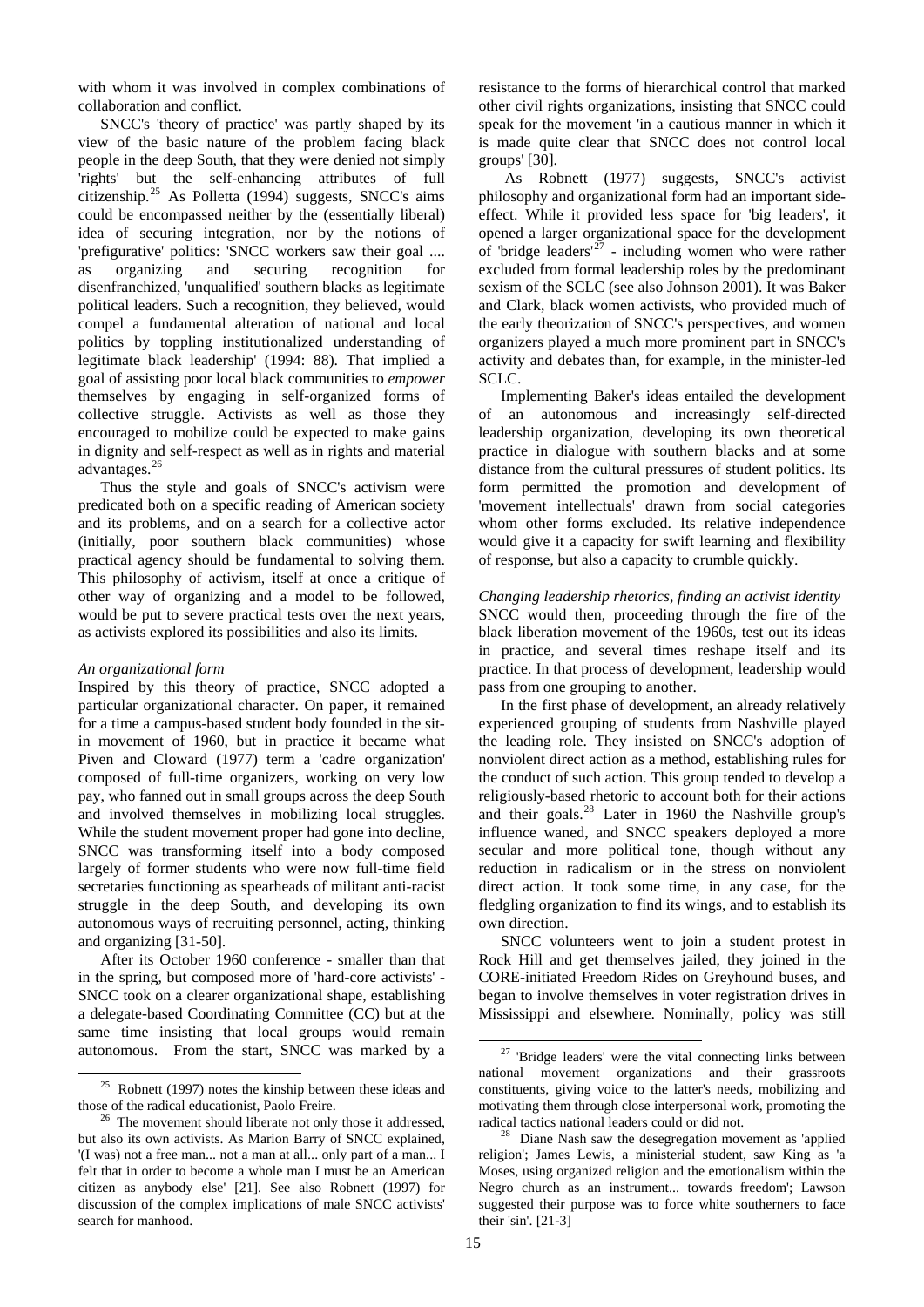with whom it was involved in complex combinations of collaboration and conflict.

SNCC's 'theory of practice' was partly shaped by its view of the basic nature of the problem facing black people in the deep South, that they were denied not simply 'rights' but the self-enhancing attributes of full citizenship.[25] As Polletta (1994) suggests, SNCC's aims could be encompassed neither by the (essentially liberal) idea of securing integration, nor by the notions of 'prefigurative' politics: 'SNCC workers saw their goal .... as organizing and securing recognition for disenfranchized, 'unqualified' southern blacks as legitimate political leaders. Such a recognition, they believed, would compel a fundamental alteration of national and local politics by toppling institutionalized understanding of legitimate black leadership' (1994: 88). That implied a goal of assisting poor local black communities to *empower* themselves by engaging in self-organized forms of collective struggle. Activists as well as those they encouraged to mobilize could be expected to make gains in dignity and self-respect as well as in rights and material advantages.[26]

Thus the style and goals of SNCC's activism were predicated both on a specific reading of American society and its problems, and on a search for a collective actor (initially, poor southern black communities) whose practical agency should be fundamental to solving them. This philosophy of activism, itself at once a critique of other way of organizing and a model to be followed, would be put to severe practical tests over the next years, as activists explored its possibilities and also its limits.

*An organizational form*

Inspired by this theory of practice, SNCC adopted a particular organizational character. On paper, it remained for a time a campus-based student body founded in the sit-in movement of 1960, but in practice it became what Piven and Cloward (1977) term a 'cadre organization' composed of full-time organizers, working on very low pay, who fanned out in small groups across the deep South and involved themselves in mobilizing local struggles. While the student movement proper had gone into decline, SNCC was transforming itself into a body composed largely of former students who were now full-time field secretaries functioning as spearheads of militant anti-racist struggle in the deep South, and developing its own autonomous ways of recruiting personnel, acting, thinking and organizing [31-50].

After its October 1960 conference - smaller than that in the spring, but composed more of 'hard-core activists' - SNCC took on a clearer organizational shape, establishing a delegate-based Coordinating Committee (CC) but at the same time insisting that local groups would remain autonomous. From the start, SNCC was marked by a resistance to the forms of hierarchical control that marked other civil rights organizations, insisting that SNCC could speak for the movement 'in a cautious manner in which it is made quite clear that SNCC does not control local groups' [30].

As Robnett (1977) suggests, SNCC's activist philosophy and organizational form had an important side-effect. While it provided less space for 'big leaders', it opened a larger organizational space for the development of 'bridge leaders'[27] - including women who were rather excluded from formal leadership roles by the predominant sexism of the SCLC (see also Johnson 2001). It was Baker and Clark, black women activists, who provided much of the early theorization of SNCC's perspectives, and women organizers played a much more prominent part in SNCC's activity and debates than, for example, in the minister-led SCLC.

Implementing Baker's ideas entailed the development of an autonomous and increasingly self-directed leadership organization, developing its own theoretical practice in dialogue with southern blacks and at some distance from the cultural pressures of student politics. Its form permitted the promotion and development of 'movement intellectuals' drawn from social categories whom other forms excluded. Its relative independence would give it a capacity for swift learning and flexibility of response, but also a capacity to crumble quickly.

*Changing leadership rhetorics, finding an activist identity*

SNCC would then, proceeding through the fire of the black liberation movement of the 1960s, test out its ideas in practice, and several times reshape itself and its practice. In that process of development, leadership would pass from one grouping to another.

In the first phase of development, an already relatively experienced grouping of students from Nashville played the leading role. They insisted on SNCC's adoption of nonviolent direct action as a method, establishing rules for the conduct of such action. This group tended to develop a religiously-based rhetoric to account both for their actions and their goals.[28] Later in 1960 the Nashville group's influence waned, and SNCC speakers deployed a more secular and more political tone, though without any reduction in radicalism or in the stress on nonviolent direct action. It took some time, in any case, for the fledgling organization to find its wings, and to establish its own direction.

SNCC volunteers went to join a student protest in Rock Hill and get themselves jailed, they joined in the CORE-initiated Freedom Rides on Greyhound buses, and began to involve themselves in voter registration drives in Mississippi and elsewhere. Nominally, policy was still

---

[25] Robnett (1997) notes the kinship between these ideas and those of the radical educationist, Paolo Freire.

[26] The movement should liberate not only those it addressed, but also its own activists. As Marion Barry of SNCC explained, '(I was) not a free man... not a man at all... only part of a man... I felt that in order to become a whole man I must be an American citizen as anybody else' [21]. See also Robnett (1997) for discussion of the complex implications of male SNCC activists' search for manhood.

[27] 'Bridge leaders' were the vital connecting links between national movement organizations and their grassroots constituents, giving voice to the latter's needs, mobilizing and motivating them through close interpersonal work, promoting the radical tactics national leaders could or did not.

[28] Diane Nash saw the desegregation movement as 'applied religion'; James Lewis, a ministerial student, saw King as 'a Moses, using organized religion and the emotionalism within the Negro church as an instrument... towards freedom'; Lawson suggested their purpose was to force white southerners to face their 'sin'. [21-3]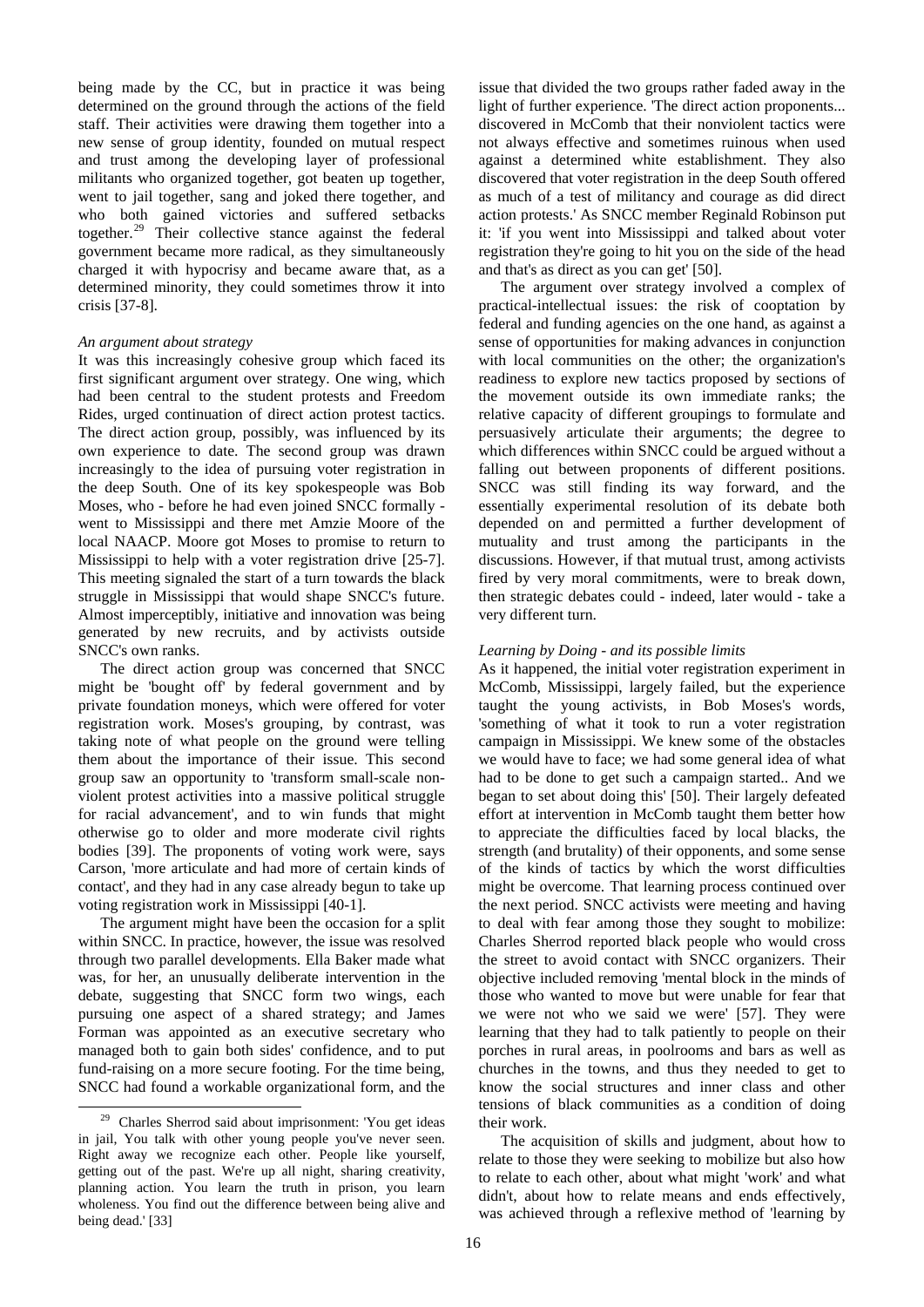being made by the CC, but in practice it was being determined on the ground through the actions of the field staff. Their activities were drawing them together into a new sense of group identity, founded on mutual respect and trust among the developing layer of professional militants who organized together, got beaten up together, went to jail together, sang and joked there together, and who both gained victories and suffered setbacks together.[29] Their collective stance against the federal government became more radical, as they simultaneously charged it with hypocrisy and became aware that, as a determined minority, they could sometimes throw it into crisis [37-8].

*An argument about strategy*

It was this increasingly cohesive group which faced its first significant argument over strategy. One wing, which had been central to the student protests and Freedom Rides, urged continuation of direct action protest tactics. The direct action group, possibly, was influenced by its own experience to date. The second group was drawn increasingly to the idea of pursuing voter registration in the deep South. One of its key spokespeople was Bob Moses, who - before he had even joined SNCC formally - went to Mississippi and there met Amzie Moore of the local NAACP. Moore got Moses to promise to return to Mississippi to help with a voter registration drive [25-7]. This meeting signaled the start of a turn towards the black struggle in Mississippi that would shape SNCC's future. Almost imperceptibly, initiative and innovation was being generated by new recruits, and by activists outside SNCC's own ranks.

The direct action group was concerned that SNCC might be 'bought off' by federal government and by private foundation moneys, which were offered for voter registration work. Moses's grouping, by contrast, was taking note of what people on the ground were telling them about the importance of their issue. This second group saw an opportunity to 'transform small-scale non-violent protest activities into a massive political struggle for racial advancement', and to win funds that might otherwise go to older and more moderate civil rights bodies [39]. The proponents of voting work were, says Carson, 'more articulate and had more of certain kinds of contact', and they had in any case already begun to take up voting registration work in Mississippi [40-1].

The argument might have been the occasion for a split within SNCC. In practice, however, the issue was resolved through two parallel developments. Ella Baker made what was, for her, an unusually deliberate intervention in the debate, suggesting that SNCC form two wings, each pursuing one aspect of a shared strategy; and James Forman was appointed as an executive secretary who managed both to gain both sides' confidence, and to put fund-raising on a more secure footing. For the time being, SNCC had found a workable organizational form, and the issue that divided the two groups rather faded away in the light of further experience. 'The direct action proponents... discovered in McComb that their nonviolent tactics were not always effective and sometimes ruinous when used against a determined white establishment. They also discovered that voter registration in the deep South offered as much of a test of militancy and courage as did direct action protests.' As SNCC member Reginald Robinson put it: 'if you went into Mississippi and talked about voter registration they're going to hit you on the side of the head and that's as direct as you can get' [50].

The argument over strategy involved a complex of practical-intellectual issues: the risk of cooptation by federal and funding agencies on the one hand, as against a sense of opportunities for making advances in conjunction with local communities on the other; the organization's readiness to explore new tactics proposed by sections of the movement outside its own immediate ranks; the relative capacity of different groupings to formulate and persuasively articulate their arguments; the degree to which differences within SNCC could be argued without a falling out between proponents of different positions. SNCC was still finding its way forward, and the essentially experimental resolution of its debate both depended on and permitted a further development of mutuality and trust among the participants in the discussions. However, if that mutual trust, among activists fired by very moral commitments, were to break down, then strategic debates could - indeed, later would - take a very different turn.

*Learning by Doing - and its possible limits*

As it happened, the initial voter registration experiment in McComb, Mississippi, largely failed, but the experience taught the young activists, in Bob Moses's words, 'something of what it took to run a voter registration campaign in Mississippi. We knew some of the obstacles we would have to face; we had some general idea of what had to be done to get such a campaign started.. And we began to set about doing this' [50]. Their largely defeated effort at intervention in McComb taught them better how to appreciate the difficulties faced by local blacks, the strength (and brutality) of their opponents, and some sense of the kinds of tactics by which the worst difficulties might be overcome. That learning process continued over the next period. SNCC activists were meeting and having to deal with fear among those they sought to mobilize: Charles Sherrod reported black people who would cross the street to avoid contact with SNCC organizers. Their objective included removing 'mental block in the minds of those who wanted to move but were unable for fear that we were not who we said we were' [57]. They were learning that they had to talk patiently to people on their porches in rural areas, in poolrooms and bars as well as churches in the towns, and thus they needed to get to know the social structures and inner class and other tensions of black communities as a condition of doing their work.

The acquisition of skills and judgment, about how to relate to those they were seeking to mobilize but also how to relate to each other, about what might 'work' and what didn't, about how to relate means and ends effectively, was achieved through a reflexive method of 'learning by

---

[29] Charles Sherrod said about imprisonment: 'You get ideas in jail, You talk with other young people you've never seen. Right away we recognize each other. People like yourself, getting out of the past. We're up all night, sharing creativity, planning action. You learn the truth in prison, you learn wholeness. You find out the difference between being alive and being dead.' [33]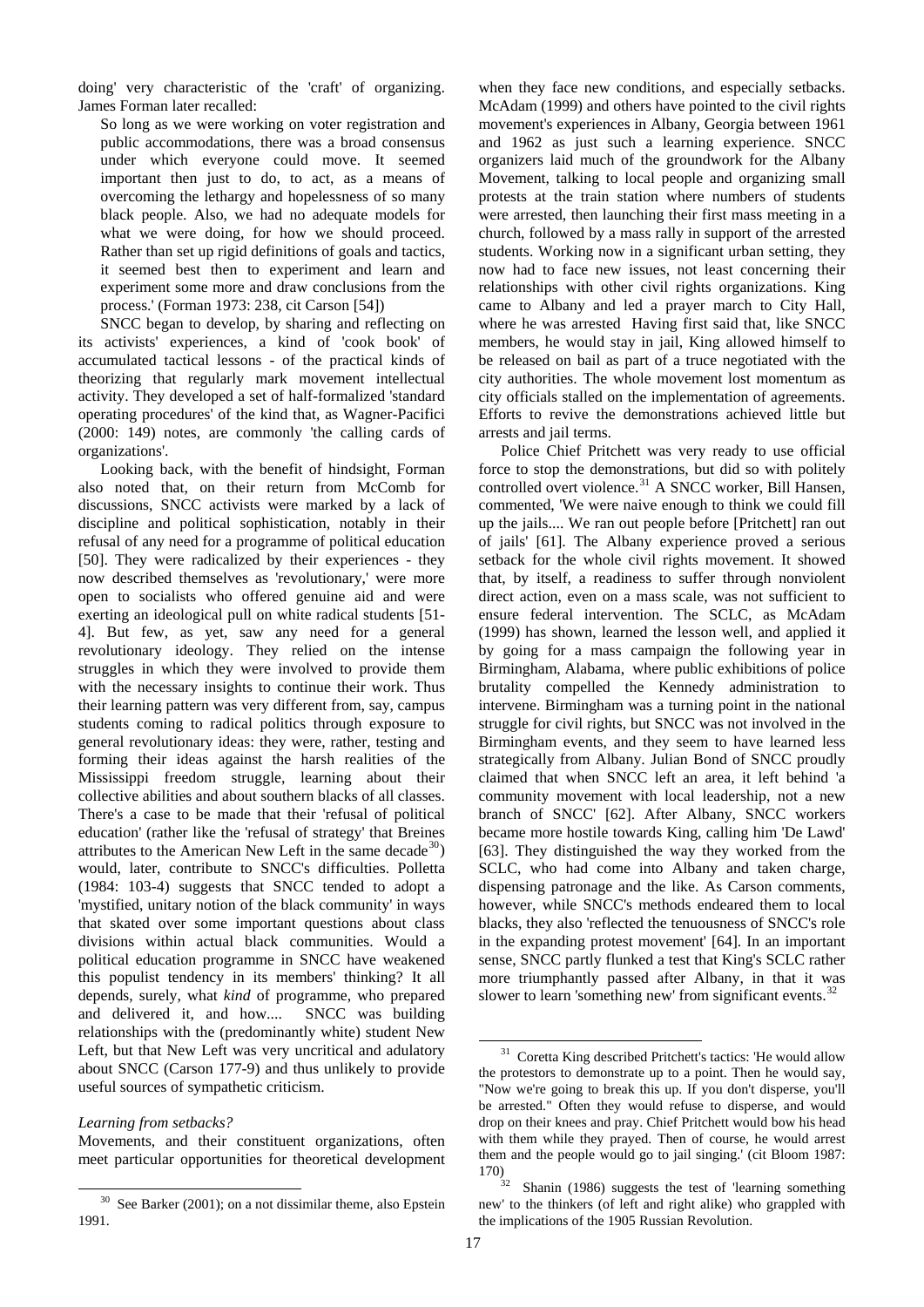doing' very characteristic of the 'craft' of organizing. James Forman later recalled:

> So long as we were working on voter registration and public accommodations, there was a broad consensus under which everyone could move. It seemed important then just to do, to act, as a means of overcoming the lethargy and hopelessness of so many black people. Also, we had no adequate models for what we were doing, for how we should proceed. Rather than set up rigid definitions of goals and tactics, it seemed best then to experiment and learn and experiment some more and draw conclusions from the process.' (Forman 1973: 238, cit Carson [54])

SNCC began to develop, by sharing and reflecting on its activists' experiences, a kind of 'cook book' of accumulated tactical lessons - of the practical kinds of theorizing that regularly mark movement intellectual activity. They developed a set of half-formalized 'standard operating procedures' of the kind that, as Wagner-Pacifici (2000: 149) notes, are commonly 'the calling cards of organizations'.

Looking back, with the benefit of hindsight, Forman also noted that, on their return from McComb for discussions, SNCC activists were marked by a lack of discipline and political sophistication, notably in their refusal of any need for a programme of political education [50]. They were radicalized by their experiences - they now described themselves as 'revolutionary,' were more open to socialists who offered genuine aid and were exerting an ideological pull on white radical students [51-4]. But few, as yet, saw any need for a general revolutionary ideology. They relied on the intense struggles in which they were involved to provide them with the necessary insights to continue their work. Thus their learning pattern was very different from, say, campus students coming to radical politics through exposure to general revolutionary ideas: they were, rather, testing and forming their ideas against the harsh realities of the Mississippi freedom struggle, learning about their collective abilities and about southern blacks of all classes. There's a case to be made that their 'refusal of political education' (rather like the 'refusal of strategy' that Breines attributes to the American New Left in the same decade[30]) would, later, contribute to SNCC's difficulties. Polletta (1984: 103-4) suggests that SNCC tended to adopt a 'mystified, unitary notion of the black community' in ways that skated over some important questions about class divisions within actual black communities. Would a political education programme in SNCC have weakened this populist tendency in its members' thinking? It all depends, surely, what *kind* of programme, who prepared and delivered it, and how.... SNCC was building relationships with the (predominantly white) student New Left, but that New Left was very uncritical and adulatory about SNCC (Carson 177-9) and thus unlikely to provide useful sources of sympathetic criticism.

*Learning from setbacks?*

Movements, and their constituent organizations, often meet particular opportunities for theoretical development when they face new conditions, and especially setbacks. McAdam (1999) and others have pointed to the civil rights movement's experiences in Albany, Georgia between 1961 and 1962 as just such a learning experience. SNCC organizers laid much of the groundwork for the Albany Movement, talking to local people and organizing small protests at the train station where numbers of students were arrested, then launching their first mass meeting in a church, followed by a mass rally in support of the arrested students. Working now in a significant urban setting, they now had to face new issues, not least concerning their relationships with other civil rights organizations. King came to Albany and led a prayer march to City Hall, where he was arrested Having first said that, like SNCC members, he would stay in jail, King allowed himself to be released on bail as part of a truce negotiated with the city authorities. The whole movement lost momentum as city officials stalled on the implementation of agreements. Efforts to revive the demonstrations achieved little but arrests and jail terms.

Police Chief Pritchett was very ready to use official force to stop the demonstrations, but did so with politely controlled overt violence.[31] A SNCC worker, Bill Hansen, commented, 'We were naive enough to think we could fill up the jails.... We ran out people before [Pritchett] ran out of jails' [61]. The Albany experience proved a serious setback for the whole civil rights movement. It showed that, by itself, a readiness to suffer through nonviolent direct action, even on a mass scale, was not sufficient to ensure federal intervention. The SCLC, as McAdam (1999) has shown, learned the lesson well, and applied it by going for a mass campaign the following year in Birmingham, Alabama, where public exhibitions of police brutality compelled the Kennedy administration to intervene. Birmingham was a turning point in the national struggle for civil rights, but SNCC was not involved in the Birmingham events, and they seem to have learned less strategically from Albany. Julian Bond of SNCC proudly claimed that when SNCC left an area, it left behind 'a community movement with local leadership, not a new branch of SNCC' [62]. After Albany, SNCC workers became more hostile towards King, calling him 'De Lawd' [63]. They distinguished the way they worked from the SCLC, who had come into Albany and taken charge, dispensing patronage and the like. As Carson comments, however, while SNCC's methods endeared them to local blacks, they also 'reflected the tenuousness of SNCC's role in the expanding protest movement' [64]. In an important sense, SNCC partly flunked a test that King's SCLC rather more triumphantly passed after Albany, in that it was slower to learn 'something new' from significant events.[32]

---

[30] See Barker (2001); on a not dissimilar theme, also Epstein 1991.

[31] Coretta King described Pritchett's tactics: 'He would allow the protestors to demonstrate up to a point. Then he would say, "Now we're going to break this up. If you don't disperse, you'll be arrested." Often they would refuse to disperse, and would drop on their knees and pray. Chief Pritchett would bow his head with them while they prayed. Then of course, he would arrest them and the people would go to jail singing.' (cit Bloom 1987: 170)

[32] Shanin (1986) suggests the test of 'learning something new' to the thinkers (of left and right alike) who grappled with the implications of the 1905 Russian Revolution.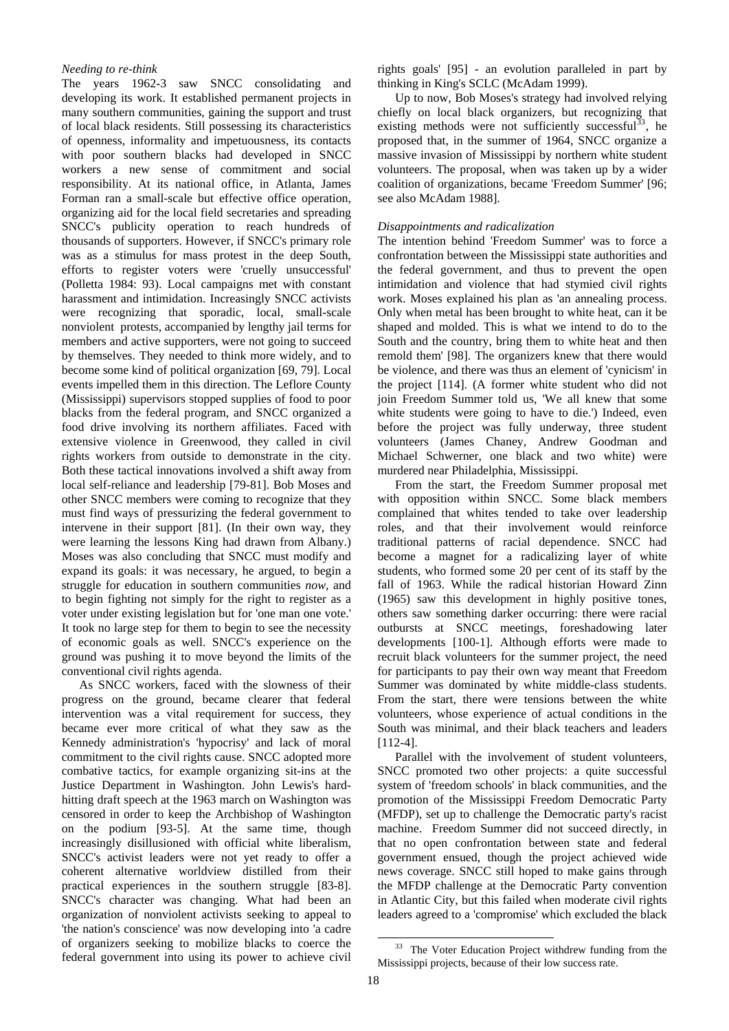*Needing to re-think*

The years 1962-3 saw SNCC consolidating and developing its work. It established permanent projects in many southern communities, gaining the support and trust of local black residents. Still possessing its characteristics of openness, informality and impetuousness, its contacts with poor southern blacks had developed in SNCC workers a new sense of commitment and social responsibility. At its national office, in Atlanta, James Forman ran a small-scale but effective office operation, organizing aid for the local field secretaries and spreading SNCC's publicity operation to reach hundreds of thousands of supporters. However, if SNCC's primary role was as a stimulus for mass protest in the deep South, efforts to register voters were 'cruelly unsuccessful' (Polletta 1984: 93). Local campaigns met with constant harassment and intimidation. Increasingly SNCC activists were recognizing that sporadic, local, small-scale nonviolent protests, accompanied by lengthy jail terms for members and active supporters, were not going to succeed by themselves. They needed to think more widely, and to become some kind of political organization [69, 79]. Local events impelled them in this direction. The Leflore County (Mississippi) supervisors stopped supplies of food to poor blacks from the federal program, and SNCC organized a food drive involving its northern affiliates. Faced with extensive violence in Greenwood, they called in civil rights workers from outside to demonstrate in the city. Both these tactical innovations involved a shift away from local self-reliance and leadership [79-81]. Bob Moses and other SNCC members were coming to recognize that they must find ways of pressurizing the federal government to intervene in their support [81]. (In their own way, they were learning the lessons King had drawn from Albany.) Moses was also concluding that SNCC must modify and expand its goals: it was necessary, he argued, to begin a struggle for education in southern communities *now*, and to begin fighting not simply for the right to register as a voter under existing legislation but for 'one man one vote.' It took no large step for them to begin to see the necessity of economic goals as well. SNCC's experience on the ground was pushing it to move beyond the limits of the conventional civil rights agenda.

As SNCC workers, faced with the slowness of their progress on the ground, became clearer that federal intervention was a vital requirement for success, they became ever more critical of what they saw as the Kennedy administration's 'hypocrisy' and lack of moral commitment to the civil rights cause. SNCC adopted more combative tactics, for example organizing sit-ins at the Justice Department in Washington. John Lewis's hard-hitting draft speech at the 1963 march on Washington was censored in order to keep the Archbishop of Washington on the podium [93-5]. At the same time, though increasingly disillusioned with official white liberalism, SNCC's activist leaders were not yet ready to offer a coherent alternative worldview distilled from their practical experiences in the southern struggle [83-8]. SNCC's character was changing. What had been an organization of nonviolent activists seeking to appeal to 'the nation's conscience' was now developing into 'a cadre of organizers seeking to mobilize blacks to coerce the federal government into using its power to achieve civil rights goals' [95] - an evolution paralleled in part by thinking in King's SCLC (McAdam 1999).

Up to now, Bob Moses's strategy had involved relying chiefly on local black organizers, but recognizing that existing methods were not sufficiently successful[33], he proposed that, in the summer of 1964, SNCC organize a massive invasion of Mississippi by northern white student volunteers. The proposal, when was taken up by a wider coalition of organizations, became 'Freedom Summer' [96; see also McAdam 1988].

*Disappointments and radicalization*

The intention behind 'Freedom Summer' was to force a confrontation between the Mississippi state authorities and the federal government, and thus to prevent the open intimidation and violence that had stymied civil rights work. Moses explained his plan as 'an annealing process. Only when metal has been brought to white heat, can it be shaped and molded. This is what we intend to do to the South and the country, bring them to white heat and then remold them' [98]. The organizers knew that there would be violence, and there was thus an element of 'cynicism' in the project [114]. (A former white student who did not join Freedom Summer told us, 'We all knew that some white students were going to have to die.') Indeed, even before the project was fully underway, three student volunteers (James Chaney, Andrew Goodman and Michael Schwerner, one black and two white) were murdered near Philadelphia, Mississippi.

From the start, the Freedom Summer proposal met with opposition within SNCC. Some black members complained that whites tended to take over leadership roles, and that their involvement would reinforce traditional patterns of racial dependence. SNCC had become a magnet for a radicalizing layer of white students, who formed some 20 per cent of its staff by the fall of 1963. While the radical historian Howard Zinn (1965) saw this development in highly positive tones, others saw something darker occurring: there were racial outbursts at SNCC meetings, foreshadowing later developments [100-1]. Although efforts were made to recruit black volunteers for the summer project, the need for participants to pay their own way meant that Freedom Summer was dominated by white middle-class students. From the start, there were tensions between the white volunteers, whose experience of actual conditions in the South was minimal, and their black teachers and leaders [112-4].

Parallel with the involvement of student volunteers, SNCC promoted two other projects: a quite successful system of 'freedom schools' in black communities, and the promotion of the Mississippi Freedom Democratic Party (MFDP), set up to challenge the Democratic party's racist machine. Freedom Summer did not succeed directly, in that no open confrontation between state and federal government ensued, though the project achieved wide news coverage. SNCC still hoped to make gains through the MFDP challenge at the Democratic Party convention in Atlantic City, but this failed when moderate civil rights leaders agreed to a 'compromise' which excluded the black

[33] The Voter Education Project withdrew funding from the Mississippi projects, because of their low success rate.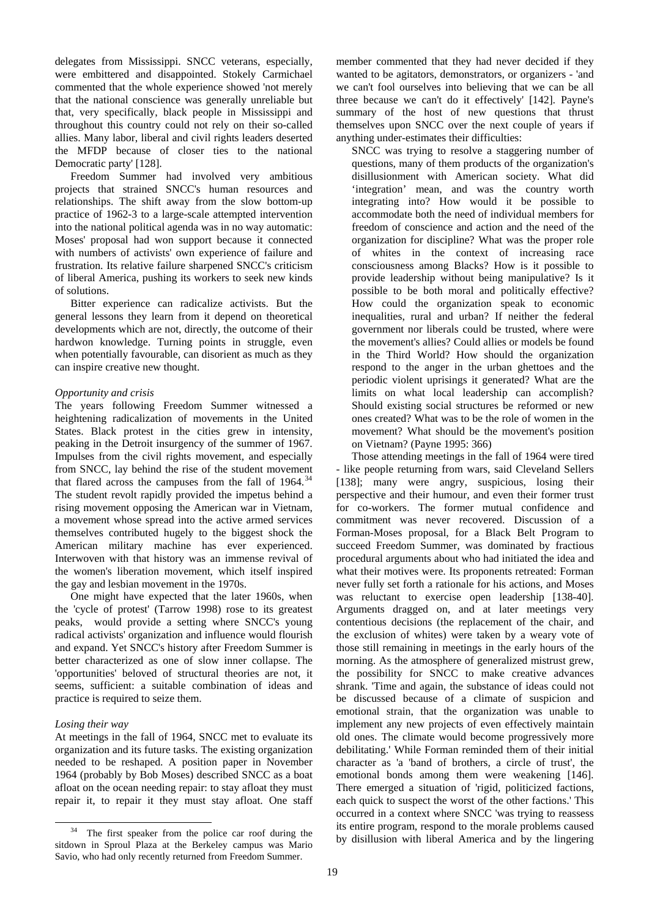delegates from Mississippi. SNCC veterans, especially, were embittered and disappointed. Stokely Carmichael commented that the whole experience showed 'not merely that the national conscience was generally unreliable but that, very specifically, black people in Mississippi and throughout this country could not rely on their so-called allies. Many labor, liberal and civil rights leaders deserted the MFDP because of closer ties to the national Democratic party' [128].

Freedom Summer had involved very ambitious projects that strained SNCC's human resources and relationships. The shift away from the slow bottom-up practice of 1962-3 to a large-scale attempted intervention into the national political agenda was in no way automatic: Moses' proposal had won support because it connected with numbers of activists' own experience of failure and frustration. Its relative failure sharpened SNCC's criticism of liberal America, pushing its workers to seek new kinds of solutions.

Bitter experience can radicalize activists. But the general lessons they learn from it depend on theoretical developments which are not, directly, the outcome of their hardwon knowledge. Turning points in struggle, even when potentially favourable, can disorient as much as they can inspire creative new thought.

*Opportunity and crisis*

The years following Freedom Summer witnessed a heightening radicalization of movements in the United States. Black protest in the cities grew in intensity, peaking in the Detroit insurgency of the summer of 1967. Impulses from the civil rights movement, and especially from SNCC, lay behind the rise of the student movement that flared across the campuses from the fall of 1964.[34] The student revolt rapidly provided the impetus behind a rising movement opposing the American war in Vietnam, a movement whose spread into the active armed services themselves contributed hugely to the biggest shock the American military machine has ever experienced. Interwoven with that history was an immense revival of the women's liberation movement, which itself inspired the gay and lesbian movement in the 1970s.

One might have expected that the later 1960s, when the 'cycle of protest' (Tarrow 1998) rose to its greatest peaks, would provide a setting where SNCC's young radical activists' organization and influence would flourish and expand. Yet SNCC's history after Freedom Summer is better characterized as one of slow inner collapse. The 'opportunities' beloved of structural theories are not, it seems, sufficient: a suitable combination of ideas and practice is required to seize them.

*Losing their way*

At meetings in the fall of 1964, SNCC met to evaluate its organization and its future tasks. The existing organization needed to be reshaped. A position paper in November 1964 (probably by Bob Moses) described SNCC as a boat afloat on the ocean needing repair: to stay afloat they must repair it, to repair it they must stay afloat. One staff member commented that they had never decided if they wanted to be agitators, demonstrators, or organizers - 'and we can't fool ourselves into believing that we can be all three because we can't do it effectively' [142]. Payne's summary of the host of new questions that thrust themselves upon SNCC over the next couple of years if anything under-estimates their difficulties:

> SNCC was trying to resolve a staggering number of questions, many of them products of the organization's disillusionment with American society. What did 'integration' mean, and was the country worth integrating into? How would it be possible to accommodate both the need of individual members for freedom of conscience and action and the need of the organization for discipline? What was the proper role of whites in the context of increasing race consciousness among Blacks? How is it possible to provide leadership without being manipulative? Is it possible to be both moral and politically effective? How could the organization speak to economic inequalities, rural and urban? If neither the federal government nor liberals could be trusted, where were the movement's allies? Could allies or models be found in the Third World? How should the organization respond to the anger in the urban ghettoes and the periodic violent uprisings it generated? What are the limits on what local leadership can accomplish? Should existing social structures be reformed or new ones created? What was to be the role of women in the movement? What should be the movement's position on Vietnam? (Payne 1995: 366)

Those attending meetings in the fall of 1964 were tired - like people returning from wars, said Cleveland Sellers [138]; many were angry, suspicious, losing their perspective and their humour, and even their former trust for co-workers. The former mutual confidence and commitment was never recovered. Discussion of a Forman-Moses proposal, for a Black Belt Program to succeed Freedom Summer, was dominated by fractious procedural arguments about who had initiated the idea and what their motives were. Its proponents retreated: Forman never fully set forth a rationale for his actions, and Moses was reluctant to exercise open leadership [138-40]. Arguments dragged on, and at later meetings very contentious decisions (the replacement of the chair, and the exclusion of whites) were taken by a weary vote of those still remaining in meetings in the early hours of the morning. As the atmosphere of generalized mistrust grew, the possibility for SNCC to make creative advances shrank. 'Time and again, the substance of ideas could not be discussed because of a climate of suspicion and emotional strain, that the organization was unable to implement any new projects of even effectively maintain old ones. The climate would become progressively more debilitating.' While Forman reminded them of their initial character as 'a 'band of brothers, a circle of trust', the emotional bonds among them were weakening [146]. There emerged a situation of 'rigid, politicized factions, each quick to suspect the worst of the other factions.' This occurred in a context where SNCC 'was trying to reassess its entire program, respond to the morale problems caused by disillusion with liberal America and by the lingering

---

[34] The first speaker from the police car roof during the sitdown in Sproul Plaza at the Berkeley campus was Mario Savio, who had only recently returned from Freedom Summer.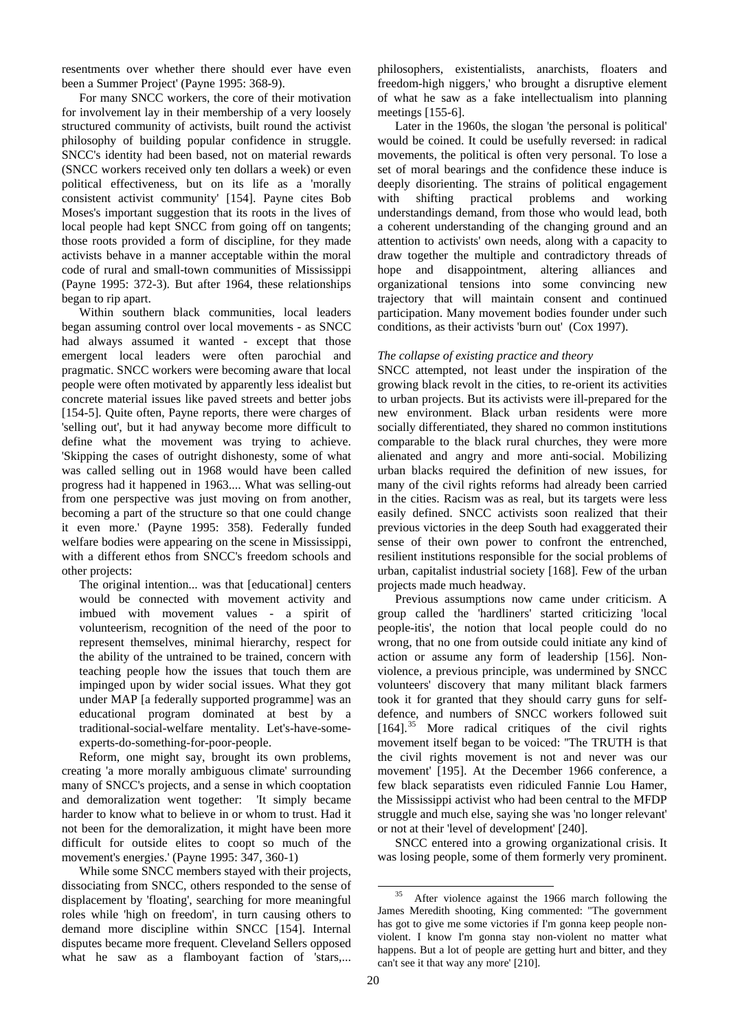resentments over whether there should ever have even been a Summer Project' (Payne 1995: 368-9).

For many SNCC workers, the core of their motivation for involvement lay in their membership of a very loosely structured community of activists, built round the activist philosophy of building popular confidence in struggle. SNCC's identity had been based, not on material rewards (SNCC workers received only ten dollars a week) or even political effectiveness, but on its life as a 'morally consistent activist community' [154]. Payne cites Bob Moses's important suggestion that its roots in the lives of local people had kept SNCC from going off on tangents; those roots provided a form of discipline, for they made activists behave in a manner acceptable within the moral code of rural and small-town communities of Mississippi (Payne 1995: 372-3). But after 1964, these relationships began to rip apart.

Within southern black communities, local leaders began assuming control over local movements - as SNCC had always assumed it wanted - except that those emergent local leaders were often parochial and pragmatic. SNCC workers were becoming aware that local people were often motivated by apparently less idealist but concrete material issues like paved streets and better jobs [154-5]. Quite often, Payne reports, there were charges of 'selling out', but it had anyway become more difficult to define what the movement was trying to achieve. 'Skipping the cases of outright dishonesty, some of what was called selling out in 1968 would have been called progress had it happened in 1963.... What was selling-out from one perspective was just moving on from another, becoming a part of the structure so that one could change it even more.' (Payne 1995: 358). Federally funded welfare bodies were appearing on the scene in Mississippi, with a different ethos from SNCC's freedom schools and other projects:

> The original intention... was that [educational] centers would be connected with movement activity and imbued with movement values - a spirit of volunteerism, recognition of the need of the poor to represent themselves, minimal hierarchy, respect for the ability of the untrained to be trained, concern with teaching people how the issues that touch them are impinged upon by wider social issues. What they got under MAP [a federally supported programme] was an educational program dominated at best by a traditional-social-welfare mentality. Let's-have-some-experts-do-something-for-poor-people.

Reform, one might say, brought its own problems, creating 'a more morally ambiguous climate' surrounding many of SNCC's projects, and a sense in which cooptation and demoralization went together: 'It simply became harder to know what to believe in or whom to trust. Had it not been for the demoralization, it might have been more difficult for outside elites to coopt so much of the movement's energies.' (Payne 1995: 347, 360-1)

While some SNCC members stayed with their projects, dissociating from SNCC, others responded to the sense of displacement by 'floating', searching for more meaningful roles while 'high on freedom', in turn causing others to demand more discipline within SNCC [154]. Internal disputes became more frequent. Cleveland Sellers opposed what he saw as a flamboyant faction of 'stars,... philosophers, existentialists, anarchists, floaters and freedom-high niggers,' who brought a disruptive element of what he saw as a fake intellectualism into planning meetings [155-6].

Later in the 1960s, the slogan 'the personal is political' would be coined. It could be usefully reversed: in radical movements, the political is often very personal. To lose a set of moral bearings and the confidence these induce is deeply disorienting. The strains of political engagement with shifting practical problems and working understandings demand, from those who would lead, both a coherent understanding of the changing ground and an attention to activists' own needs, along with a capacity to draw together the multiple and contradictory threads of hope and disappointment, altering alliances and organizational tensions into some convincing new trajectory that will maintain consent and continued participation. Many movement bodies founder under such conditions, as their activists 'burn out' (Cox 1997).

*The collapse of existing practice and theory*

SNCC attempted, not least under the inspiration of the growing black revolt in the cities, to re-orient its activities to urban projects. But its activists were ill-prepared for the new environment. Black urban residents were more socially differentiated, they shared no common institutions comparable to the black rural churches, they were more alienated and angry and more anti-social. Mobilizing urban blacks required the definition of new issues, for many of the civil rights reforms had already been carried in the cities. Racism was as real, but its targets were less easily defined. SNCC activists soon realized that their previous victories in the deep South had exaggerated their sense of their own power to confront the entrenched, resilient institutions responsible for the social problems of urban, capitalist industrial society [168]. Few of the urban projects made much headway.

Previous assumptions now came under criticism. A group called the 'hardliners' started criticizing 'local people-itis', the notion that local people could do no wrong, that no one from outside could initiate any kind of action or assume any form of leadership [156]. Non-violence, a previous principle, was undermined by SNCC volunteers' discovery that many militant black farmers took it for granted that they should carry guns for self-defence, and numbers of SNCC workers followed suit [164].[35] More radical critiques of the civil rights movement itself began to be voiced: "The TRUTH is that the civil rights movement is not and never was our movement' [195]. At the December 1966 conference, a few black separatists even ridiculed Fannie Lou Hamer, the Mississippi activist who had been central to the MFDP struggle and much else, saying she was 'no longer relevant' or not at their 'level of development' [240].

SNCC entered into a growing organizational crisis. It was losing people, some of them formerly very prominent.

[35] After violence against the 1966 march following the James Meredith shooting, King commented: "The government has got to give me some victories if I'm gonna keep people non-violent. I know I'm gonna stay non-violent no matter what happens. But a lot of people are getting hurt and bitter, and they can't see it that way any more' [210].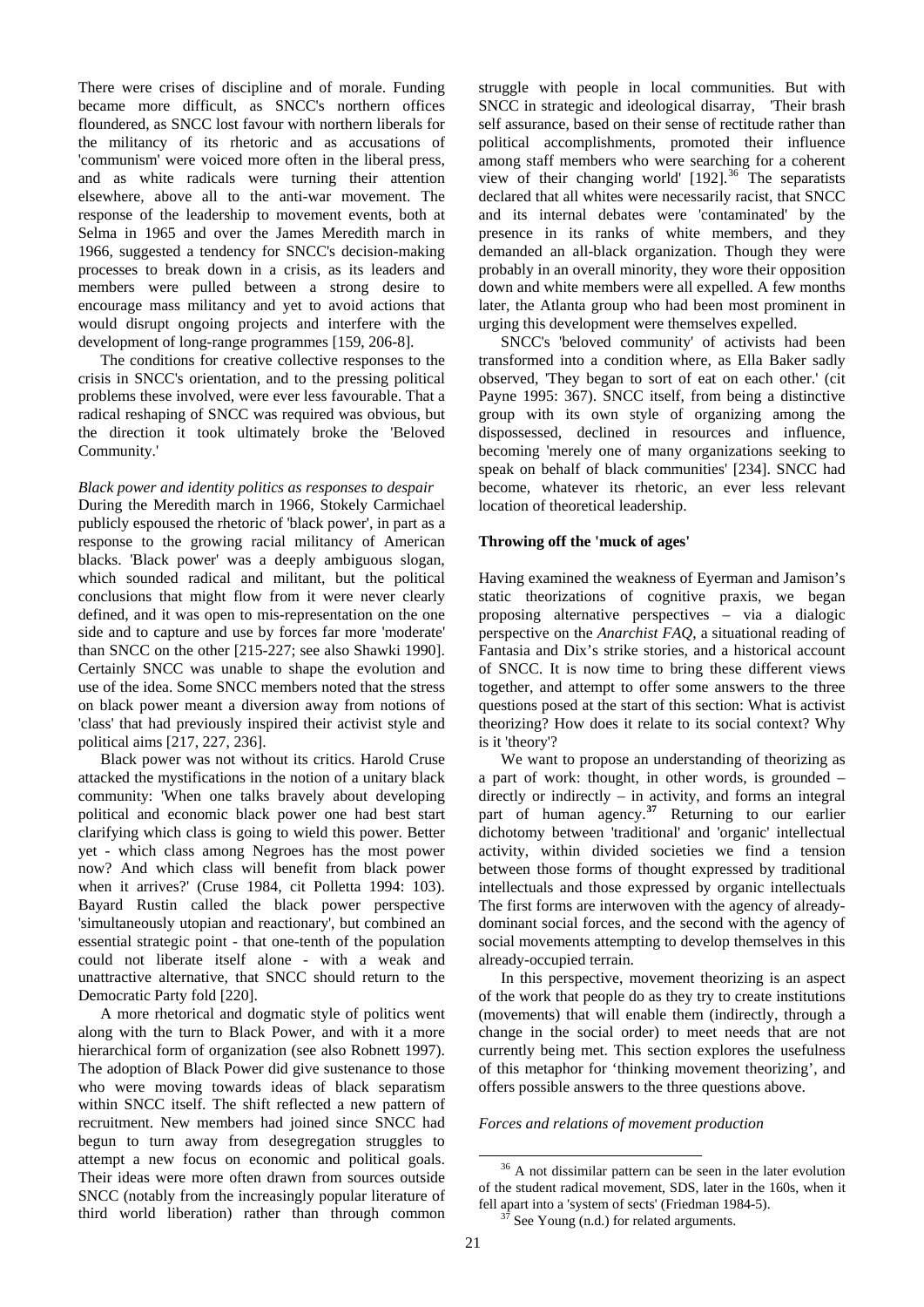There were crises of discipline and of morale. Funding became more difficult, as SNCC's northern offices floundered, as SNCC lost favour with northern liberals for the militancy of its rhetoric and as accusations of 'communism' were voiced more often in the liberal press, and as white radicals were turning their attention elsewhere, above all to the anti-war movement. The response of the leadership to movement events, both at Selma in 1965 and over the James Meredith march in 1966, suggested a tendency for SNCC's decision-making processes to break down in a crisis, as its leaders and members were pulled between a strong desire to encourage mass militancy and yet to avoid actions that would disrupt ongoing projects and interfere with the development of long-range programmes [159, 206-8].

The conditions for creative collective responses to the crisis in SNCC's orientation, and to the pressing political problems these involved, were ever less favourable. That a radical reshaping of SNCC was required was obvious, but the direction it took ultimately broke the 'Beloved Community.'

*Black power and identity politics as responses to despair*

During the Meredith march in 1966, Stokely Carmichael publicly espoused the rhetoric of 'black power', in part as a response to the growing racial militancy of American blacks. 'Black power' was a deeply ambiguous slogan, which sounded radical and militant, but the political conclusions that might flow from it were never clearly defined, and it was open to mis-representation on the one side and to capture and use by forces far more 'moderate' than SNCC on the other [215-227; see also Shawki 1990]. Certainly SNCC was unable to shape the evolution and use of the idea. Some SNCC members noted that the stress on black power meant a diversion away from notions of 'class' that had previously inspired their activist style and political aims [217, 227, 236].

Black power was not without its critics. Harold Cruse attacked the mystifications in the notion of a unitary black community: 'When one talks bravely about developing political and economic black power one had best start clarifying which class is going to wield this power. Better yet - which class among Negroes has the most power now? And which class will benefit from black power when it arrives?' (Cruse 1984, cit Polletta 1994: 103). Bayard Rustin called the black power perspective 'simultaneously utopian and reactionary', but combined an essential strategic point - that one-tenth of the population could not liberate itself alone - with a weak and unattractive alternative, that SNCC should return to the Democratic Party fold [220].

A more rhetorical and dogmatic style of politics went along with the turn to Black Power, and with it a more hierarchical form of organization (see also Robnett 1997). The adoption of Black Power did give sustenance to those who were moving towards ideas of black separatism within SNCC itself. The shift reflected a new pattern of recruitment. New members had joined since SNCC had begun to turn away from desegregation struggles to attempt a new focus on economic and political goals. Their ideas were more often drawn from sources outside SNCC (notably from the increasingly popular literature of third world liberation) rather than through common struggle with people in local communities. But with SNCC in strategic and ideological disarray, 'Their brash self assurance, based on their sense of rectitude rather than political accomplishments, promoted their influence among staff members who were searching for a coherent view of their changing world' [192].[36] The separatists declared that all whites were necessarily racist, that SNCC and its internal debates were 'contaminated' by the presence in its ranks of white members, and they demanded an all-black organization. Though they were probably in an overall minority, they wore their opposition down and white members were all expelled. A few months later, the Atlanta group who had been most prominent in urging this development were themselves expelled.

SNCC's 'beloved community' of activists had been transformed into a condition where, as Ella Baker sadly observed, 'They began to sort of eat on each other.' (cit Payne 1995: 367). SNCC itself, from being a distinctive group with its own style of organizing among the dispossessed, declined in resources and influence, becoming 'merely one of many organizations seeking to speak on behalf of black communities' [234]. SNCC had become, whatever its rhetoric, an ever less relevant location of theoretical leadership.

**Throwing off the 'muck of ages'**

Having examined the weakness of Eyerman and Jamison's static theorizations of cognitive praxis, we began proposing alternative perspectives – via a dialogic perspective on the *Anarchist FAQ*, a situational reading of Fantasia and Dix's strike stories, and a historical account of SNCC. It is now time to bring these different views together, and attempt to offer some answers to the three questions posed at the start of this section: What is activist theorizing? How does it relate to its social context? Why is it 'theory'?

We want to propose an understanding of theorizing as a part of work: thought, in other words, is grounded – directly or indirectly – in activity, and forms an integral part of human agency.[37] Returning to our earlier dichotomy between 'traditional' and 'organic' intellectual activity, within divided societies we find a tension between those forms of thought expressed by traditional intellectuals and those expressed by organic intellectuals The first forms are interwoven with the agency of already-dominant social forces, and the second with the agency of social movements attempting to develop themselves in this already-occupied terrain.

In this perspective, movement theorizing is an aspect of the work that people do as they try to create institutions (movements) that will enable them (indirectly, through a change in the social order) to meet needs that are not currently being met. This section explores the usefulness of this metaphor for 'thinking movement theorizing', and offers possible answers to the three questions above.

*Forces and relations of movement production*

---

[36] A not dissimilar pattern can be seen in the later evolution of the student radical movement, SDS, later in the 160s, when it fell apart into a 'system of sects' (Friedman 1984-5).

[37] See Young (n.d.) for related arguments.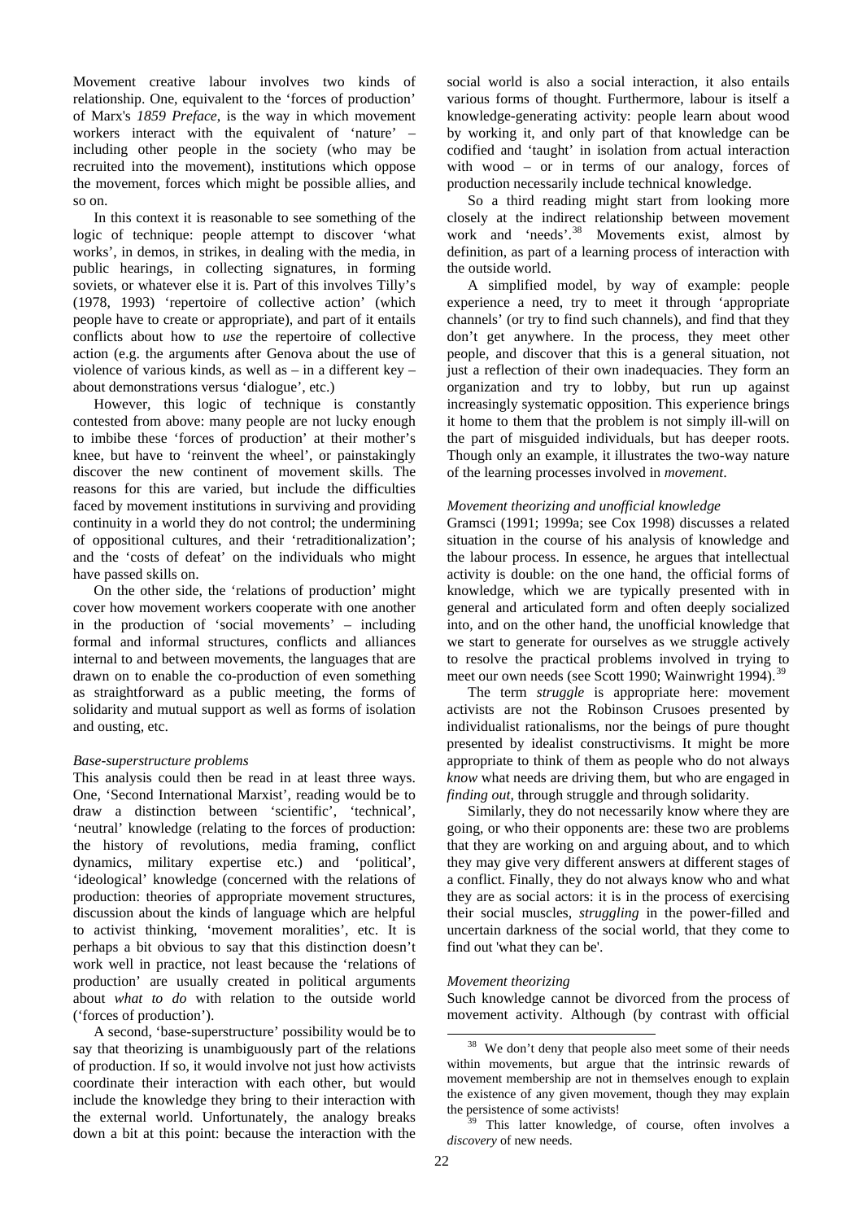Movement creative labour involves two kinds of relationship. One, equivalent to the 'forces of production' of Marx's *1859 Preface*, is the way in which movement workers interact with the equivalent of 'nature' – including other people in the society (who may be recruited into the movement), institutions which oppose the movement, forces which might be possible allies, and so on.

In this context it is reasonable to see something of the logic of technique: people attempt to discover 'what works', in demos, in strikes, in dealing with the media, in public hearings, in collecting signatures, in forming soviets, or whatever else it is. Part of this involves Tilly's (1978, 1993) 'repertoire of collective action' (which people have to create or appropriate), and part of it entails conflicts about how to *use* the repertoire of collective action (e.g. the arguments after Genova about the use of violence of various kinds, as well as – in a different key – about demonstrations versus 'dialogue', etc.)

However, this logic of technique is constantly contested from above: many people are not lucky enough to imbibe these 'forces of production' at their mother's knee, but have to 'reinvent the wheel', or painstakingly discover the new continent of movement skills. The reasons for this are varied, but include the difficulties faced by movement institutions in surviving and providing continuity in a world they do not control; the undermining of oppositional cultures, and their 'retraditionalization'; and the 'costs of defeat' on the individuals who might have passed skills on.

On the other side, the 'relations of production' might cover how movement workers cooperate with one another in the production of 'social movements' – including formal and informal structures, conflicts and alliances internal to and between movements, the languages that are drawn on to enable the co-production of even something as straightforward as a public meeting, the forms of solidarity and mutual support as well as forms of isolation and ousting, etc.

*Base-superstructure problems*

This analysis could then be read in at least three ways. One, 'Second International Marxist', reading would be to draw a distinction between 'scientific', 'technical', 'neutral' knowledge (relating to the forces of production: the history of revolutions, media framing, conflict dynamics, military expertise etc.) and 'political', 'ideological' knowledge (concerned with the relations of production: theories of appropriate movement structures, discussion about the kinds of language which are helpful to activist thinking, 'movement moralities', etc. It is perhaps a bit obvious to say that this distinction doesn't work well in practice, not least because the 'relations of production' are usually created in political arguments about *what to do* with relation to the outside world ('forces of production').

A second, 'base-superstructure' possibility would be to say that theorizing is unambiguously part of the relations of production. If so, it would involve not just how activists coordinate their interaction with each other, but would include the knowledge they bring to their interaction with the external world. Unfortunately, the analogy breaks down a bit at this point: because the interaction with the social world is also a social interaction, it also entails various forms of thought. Furthermore, labour is itself a knowledge-generating activity: people learn about wood by working it, and only part of that knowledge can be codified and 'taught' in isolation from actual interaction with wood – or in terms of our analogy, forces of production necessarily include technical knowledge.

So a third reading might start from looking more closely at the indirect relationship between movement work and 'needs'.[38] Movements exist, almost by definition, as part of a learning process of interaction with the outside world.

A simplified model, by way of example: people experience a need, try to meet it through 'appropriate channels' (or try to find such channels), and find that they don't get anywhere. In the process, they meet other people, and discover that this is a general situation, not just a reflection of their own inadequacies. They form an organization and try to lobby, but run up against increasingly systematic opposition. This experience brings it home to them that the problem is not simply ill-will on the part of misguided individuals, but has deeper roots. Though only an example, it illustrates the two-way nature of the learning processes involved in *movement*.

*Movement theorizing and unofficial knowledge*

Gramsci (1991; 1999a; see Cox 1998) discusses a related situation in the course of his analysis of knowledge and the labour process. In essence, he argues that intellectual activity is double: on the one hand, the official forms of knowledge, which we are typically presented with in general and articulated form and often deeply socialized into, and on the other hand, the unofficial knowledge that we start to generate for ourselves as we struggle actively to resolve the practical problems involved in trying to meet our own needs (see Scott 1990; Wainwright 1994).[39]

The term *struggle* is appropriate here: movement activists are not the Robinson Crusoes presented by individualist rationalisms, nor the beings of pure thought presented by idealist constructivisms. It might be more appropriate to think of them as people who do not always *know* what needs are driving them, but who are engaged in *finding out*, through struggle and through solidarity.

Similarly, they do not necessarily know where they are going, or who their opponents are: these two are problems that they are working on and arguing about, and to which they may give very different answers at different stages of a conflict. Finally, they do not always know who and what they are as social actors: it is in the process of exercising their social muscles, *struggling* in the power-filled and uncertain darkness of the social world, that they come to find out 'what they can be'.

*Movement theorizing*

Such knowledge cannot be divorced from the process of movement activity. Although (by contrast with official

[38] We don't deny that people also meet some of their needs within movements, but argue that the intrinsic rewards of movement membership are not in themselves enough to explain the existence of any given movement, though they may explain the persistence of some activists!

[39] This latter knowledge, of course, often involves a *discovery* of new needs.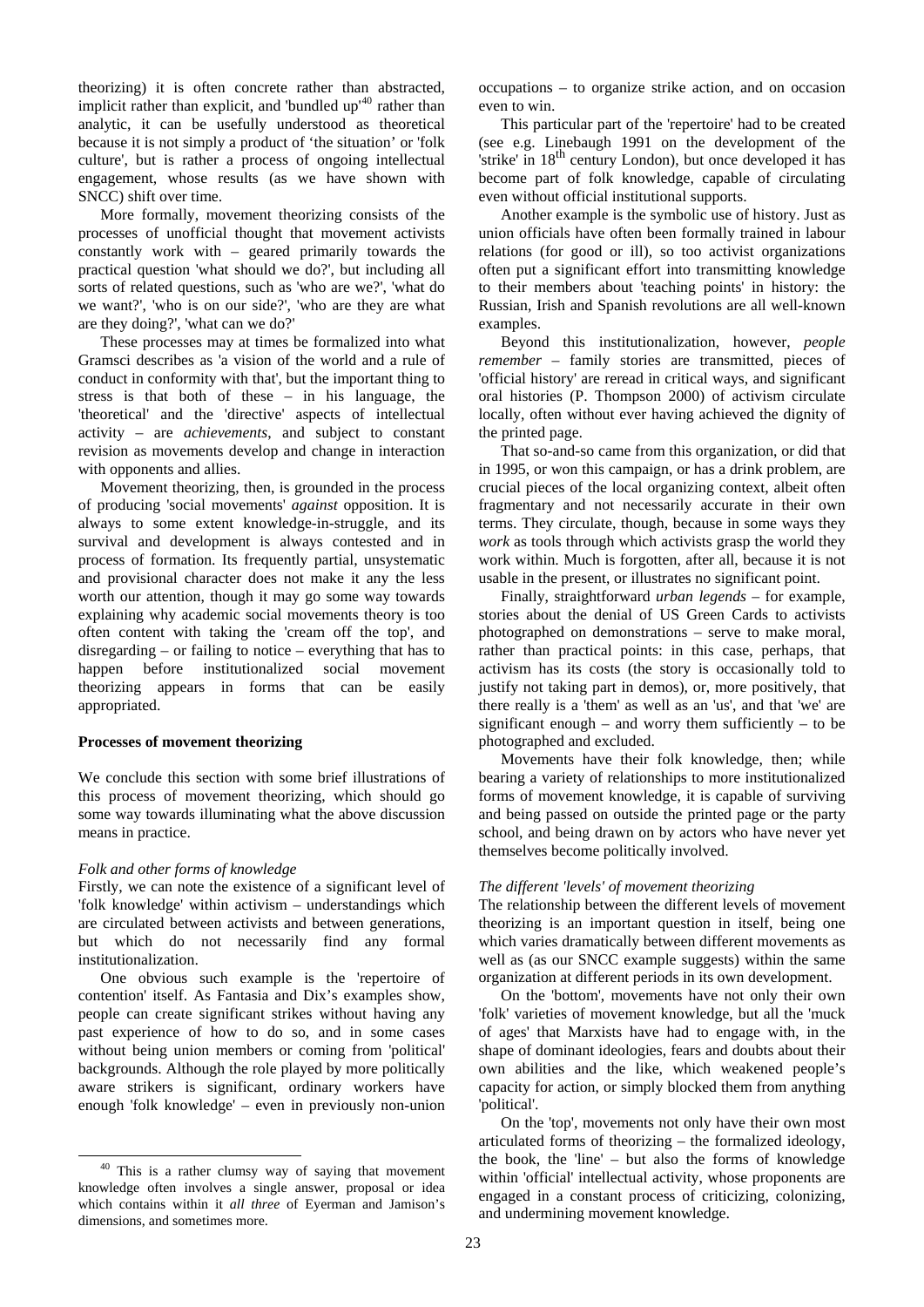theorizing) it is often concrete rather than abstracted, implicit rather than explicit, and 'bundled up'[40] rather than analytic, it can be usefully understood as theoretical because it is not simply a product of 'the situation' or 'folk culture', but is rather a process of ongoing intellectual engagement, whose results (as we have shown with SNCC) shift over time.

More formally, movement theorizing consists of the processes of unofficial thought that movement activists constantly work with – geared primarily towards the practical question 'what should we do?', but including all sorts of related questions, such as 'who are we?', 'what do we want?', 'who is on our side?', 'who are they are what are they doing?', 'what can we do?'

These processes may at times be formalized into what Gramsci describes as 'a vision of the world and a rule of conduct in conformity with that', but the important thing to stress is that both of these – in his language, the 'theoretical' and the 'directive' aspects of intellectual activity – are *achievements*, and subject to constant revision as movements develop and change in interaction with opponents and allies.

Movement theorizing, then, is grounded in the process of producing 'social movements' *against* opposition. It is always to some extent knowledge-in-struggle, and its survival and development is always contested and in process of formation. Its frequently partial, unsystematic and provisional character does not make it any the less worth our attention, though it may go some way towards explaining why academic social movements theory is too often content with taking the 'cream off the top', and disregarding – or failing to notice – everything that has to happen before institutionalized social movement theorizing appears in forms that can be easily appropriated.

**Processes of movement theorizing**

We conclude this section with some brief illustrations of this process of movement theorizing, which should go some way towards illuminating what the above discussion means in practice.

*Folk and other forms of knowledge*

Firstly, we can note the existence of a significant level of 'folk knowledge' within activism – understandings which are circulated between activists and between generations, but which do not necessarily find any formal institutionalization.

One obvious such example is the 'repertoire of contention' itself. As Fantasia and Dix's examples show, people can create significant strikes without having any past experience of how to do so, and in some cases without being union members or coming from 'political' backgrounds. Although the role played by more politically aware strikers is significant, ordinary workers have enough 'folk knowledge' – even in previously non-union occupations – to organize strike action, and on occasion even to win.

This particular part of the 'repertoire' had to be created (see e.g. Linebaugh 1991 on the development of the 'strike' in 18th century London), but once developed it has become part of folk knowledge, capable of circulating even without official institutional supports.

Another example is the symbolic use of history. Just as union officials have often been formally trained in labour relations (for good or ill), so too activist organizations often put a significant effort into transmitting knowledge to their members about 'teaching points' in history: the Russian, Irish and Spanish revolutions are all well-known examples.

Beyond this institutionalization, however, *people remember* – family stories are transmitted, pieces of 'official history' are reread in critical ways, and significant oral histories (P. Thompson 2000) of activism circulate locally, often without ever having achieved the dignity of the printed page.

That so-and-so came from this organization, or did that in 1995, or won this campaign, or has a drink problem, are crucial pieces of the local organizing context, albeit often fragmentary and not necessarily accurate in their own terms. They circulate, though, because in some ways they *work* as tools through which activists grasp the world they work within. Much is forgotten, after all, because it is not usable in the present, or illustrates no significant point.

Finally, straightforward *urban legends* – for example, stories about the denial of US Green Cards to activists photographed on demonstrations – serve to make moral, rather than practical points: in this case, perhaps, that activism has its costs (the story is occasionally told to justify not taking part in demos), or, more positively, that there really is a 'them' as well as an 'us', and that 'we' are significant enough – and worry them sufficiently – to be photographed and excluded.

Movements have their folk knowledge, then; while bearing a variety of relationships to more institutionalized forms of movement knowledge, it is capable of surviving and being passed on outside the printed page or the party school, and being drawn on by actors who have never yet themselves become politically involved.

*The different 'levels' of movement theorizing*

The relationship between the different levels of movement theorizing is an important question in itself, being one which varies dramatically between different movements as well as (as our SNCC example suggests) within the same organization at different periods in its own development.

On the 'bottom', movements have not only their own 'folk' varieties of movement knowledge, but all the 'muck of ages' that Marxists have had to engage with, in the shape of dominant ideologies, fears and doubts about their own abilities and the like, which weakened people's capacity for action, or simply blocked them from anything 'political'.

On the 'top', movements not only have their own most articulated forms of theorizing – the formalized ideology, the book, the 'line' – but also the forms of knowledge within 'official' intellectual activity, whose proponents are engaged in a constant process of criticizing, colonizing, and undermining movement knowledge.

---

[40] This is a rather clumsy way of saying that movement knowledge often involves a single answer, proposal or idea which contains within it *all three* of Eyerman and Jamison's dimensions, and sometimes more.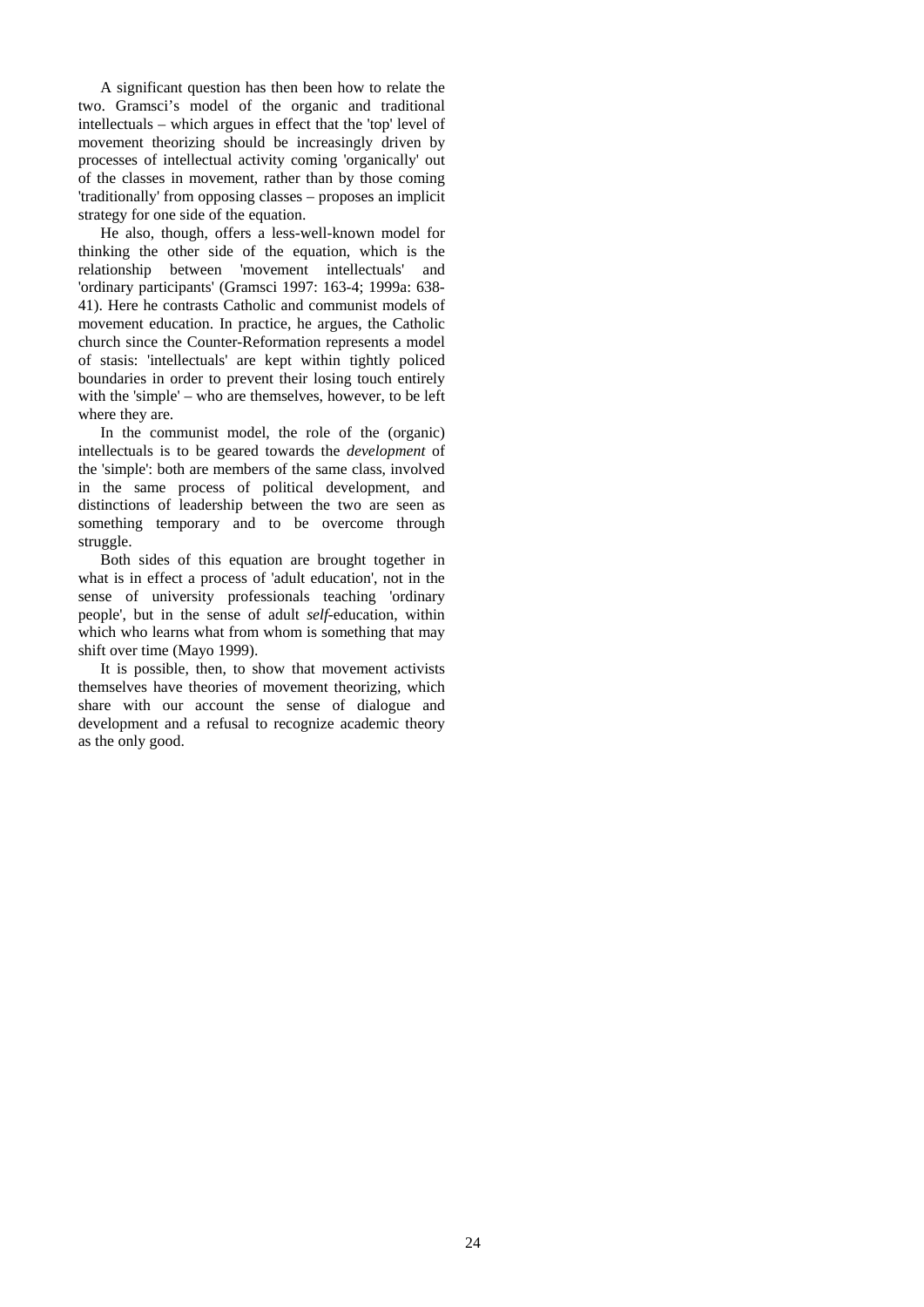A significant question has then been how to relate the two. Gramsci's model of the organic and traditional intellectuals – which argues in effect that the 'top' level of movement theorizing should be increasingly driven by processes of intellectual activity coming 'organically' out of the classes in movement, rather than by those coming 'traditionally' from opposing classes – proposes an implicit strategy for one side of the equation.

He also, though, offers a less-well-known model for thinking the other side of the equation, which is the relationship between 'movement intellectuals' and 'ordinary participants' (Gramsci 1997: 163-4; 1999a: 638-41). Here he contrasts Catholic and communist models of movement education. In practice, he argues, the Catholic church since the Counter-Reformation represents a model of stasis: 'intellectuals' are kept within tightly policed boundaries in order to prevent their losing touch entirely with the 'simple' – who are themselves, however, to be left where they are.

In the communist model, the role of the (organic) intellectuals is to be geared towards the *development* of the 'simple': both are members of the same class, involved in the same process of political development, and distinctions of leadership between the two are seen as something temporary and to be overcome through struggle.

Both sides of this equation are brought together in what is in effect a process of 'adult education', not in the sense of university professionals teaching 'ordinary people', but in the sense of adult *self*-education, within which who learns what from whom is something that may shift over time (Mayo 1999).

It is possible, then, to show that movement activists themselves have theories of movement theorizing, which share with our account the sense of dialogue and development and a refusal to recognize academic theory as the only good.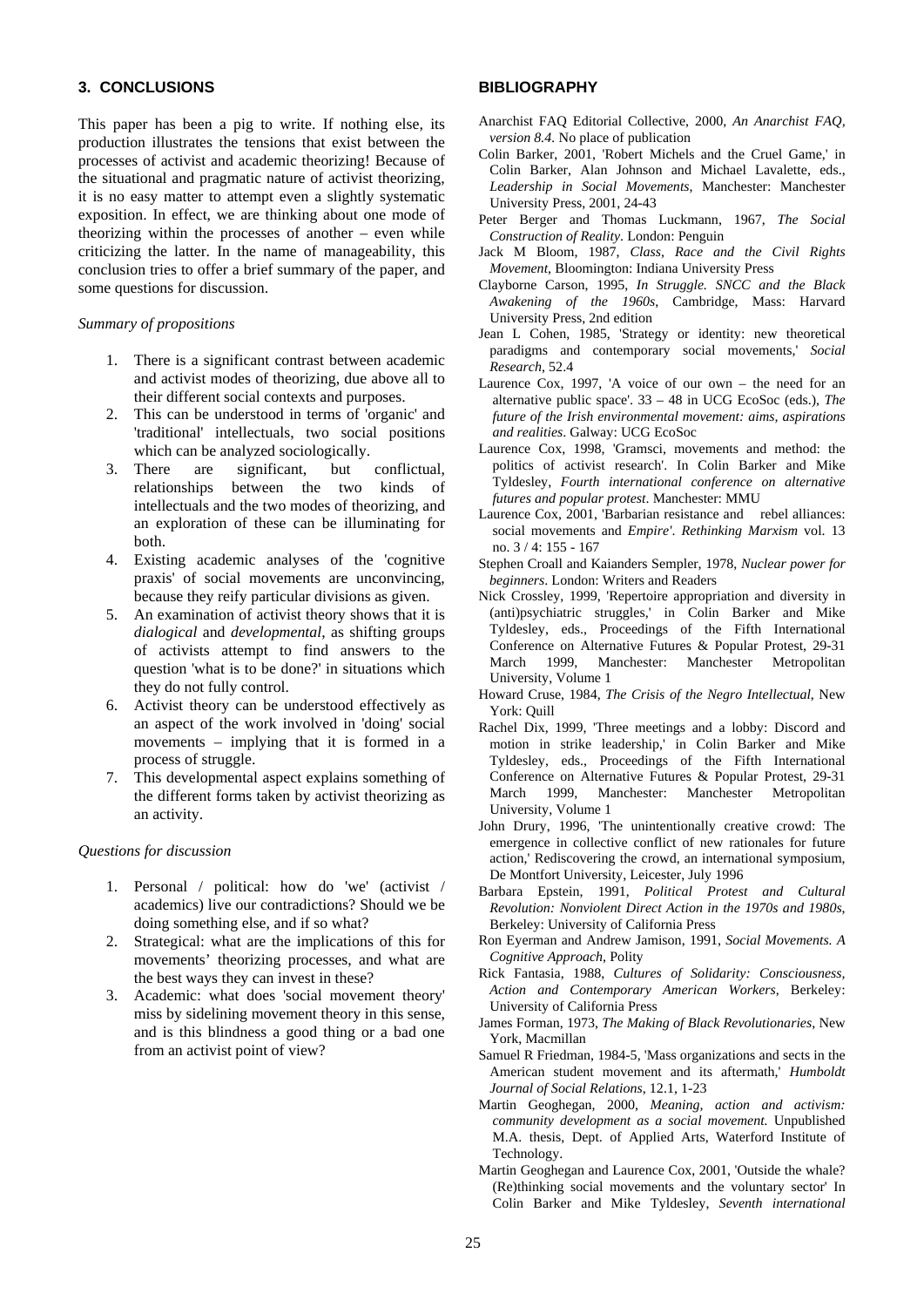## 3. CONCLUSIONS

This paper has been a pig to write. If nothing else, its production illustrates the tensions that exist between the processes of activist and academic theorizing! Because of the situational and pragmatic nature of activist theorizing, it is no easy matter to attempt even a slightly systematic exposition. In effect, we are thinking about one mode of theorizing within the processes of another – even while criticizing the latter. In the name of manageability, this conclusion tries to offer a brief summary of the paper, and some questions for discussion.

### *Summary of propositions*

1. There is a significant contrast between academic and activist modes of theorizing, due above all to their different social contexts and purposes.
2. This can be understood in terms of 'organic' and 'traditional' intellectuals, two social positions which can be analyzed sociologically.
3. There are significant, but conflictual, relationships between the two kinds of intellectuals and the two modes of theorizing, and an exploration of these can be illuminating for both.
4. Existing academic analyses of the 'cognitive praxis' of social movements are unconvincing, because they reify particular divisions as given.
5. An examination of activist theory shows that it is *dialogical* and *developmental*, as shifting groups of activists attempt to find answers to the question 'what is to be done?' in situations which they do not fully control.
6. Activist theory can be understood effectively as an aspect of the work involved in 'doing' social movements – implying that it is formed in a process of struggle.
7. This developmental aspect explains something of the different forms taken by activist theorizing as an activity.

### *Questions for discussion*

1. Personal / political: how do 'we' (activist / academics) live our contradictions? Should we be doing something else, and if so what?
2. Strategical: what are the implications of this for movements' theorizing processes, and what are the best ways they can invest in these?
3. Academic: what does 'social movement theory' miss by sidelining movement theory in this sense, and is this blindness a good thing or a bad one from an activist point of view?

## BIBLIOGRAPHY

Anarchist FAQ Editorial Collective, 2000, *An Anarchist FAQ, version 8.4*. No place of publication

Colin Barker, 2001, 'Robert Michels and the Cruel Game,' in Colin Barker, Alan Johnson and Michael Lavalette, eds., *Leadership in Social Movements*, Manchester: Manchester University Press, 2001, 24-43

Peter Berger and Thomas Luckmann, 1967, *The Social Construction of Reality*. London: Penguin

Jack M Bloom, 1987, *Class, Race and the Civil Rights Movement*, Bloomington: Indiana University Press

Clayborne Carson, 1995, *In Struggle. SNCC and the Black Awakening of the 1960s*, Cambridge, Mass: Harvard University Press, 2nd edition

Jean L Cohen, 1985, 'Strategy or identity: new theoretical paradigms and contemporary social movements,' *Social Research*, 52.4

Laurence Cox, 1997, 'A voice of our own – the need for an alternative public space'. 33 – 48 in UCG EcoSoc (eds.), *The future of the Irish environmental movement: aims, aspirations and realities*. Galway: UCG EcoSoc

Laurence Cox, 1998, 'Gramsci, movements and method: the politics of activist research'. In Colin Barker and Mike Tyldesley, *Fourth international conference on alternative futures and popular protest*. Manchester: MMU

Laurence Cox, 2001, 'Barbarian resistance and rebel alliances: social movements and *Empire*'. *Rethinking Marxism* vol. 13 no. 3 / 4: 155 - 167

Stephen Croall and Kaianders Sempler, 1978, *Nuclear power for beginners*. London: Writers and Readers

Nick Crossley, 1999, 'Repertoire appropriation and diversity in (anti)psychiatric struggles,' in Colin Barker and Mike Tyldesley, eds., Proceedings of the Fifth International Conference on Alternative Futures & Popular Protest, 29-31 March 1999, Manchester: Manchester Metropolitan University, Volume 1

Howard Cruse, 1984, *The Crisis of the Negro Intellectual*, New York: Quill

Rachel Dix, 1999, 'Three meetings and a lobby: Discord and motion in strike leadership,' in Colin Barker and Mike Tyldesley, eds., Proceedings of the Fifth International Conference on Alternative Futures & Popular Protest, 29-31 March 1999, Manchester: Manchester Metropolitan University, Volume 1

John Drury, 1996, 'The unintentionally creative crowd: The emergence in collective conflict of new rationales for future action,' Rediscovering the crowd, an international symposium, De Montfort University, Leicester, July 1996

Barbara Epstein, 1991, *Political Protest and Cultural Revolution: Nonviolent Direct Action in the 1970s and 1980s*, Berkeley: University of California Press

Ron Eyerman and Andrew Jamison, 1991, *Social Movements. A Cognitive Approach*, Polity

Rick Fantasia, 1988, *Cultures of Solidarity: Consciousness, Action and Contemporary American Workers*, Berkeley: University of California Press

James Forman, 1973, *The Making of Black Revolutionaries*, New York, Macmillan

Samuel R Friedman, 1984-5, 'Mass organizations and sects in the American student movement and its aftermath,' *Humboldt Journal of Social Relations*, 12.1, 1-23

Martin Geoghegan, 2000, *Meaning, action and activism: community development as a social movement.* Unpublished M.A. thesis, Dept. of Applied Arts, Waterford Institute of Technology.

Martin Geoghegan and Laurence Cox, 2001, 'Outside the whale? (Re)thinking social movements and the voluntary sector' In Colin Barker and Mike Tyldesley, *Seventh international*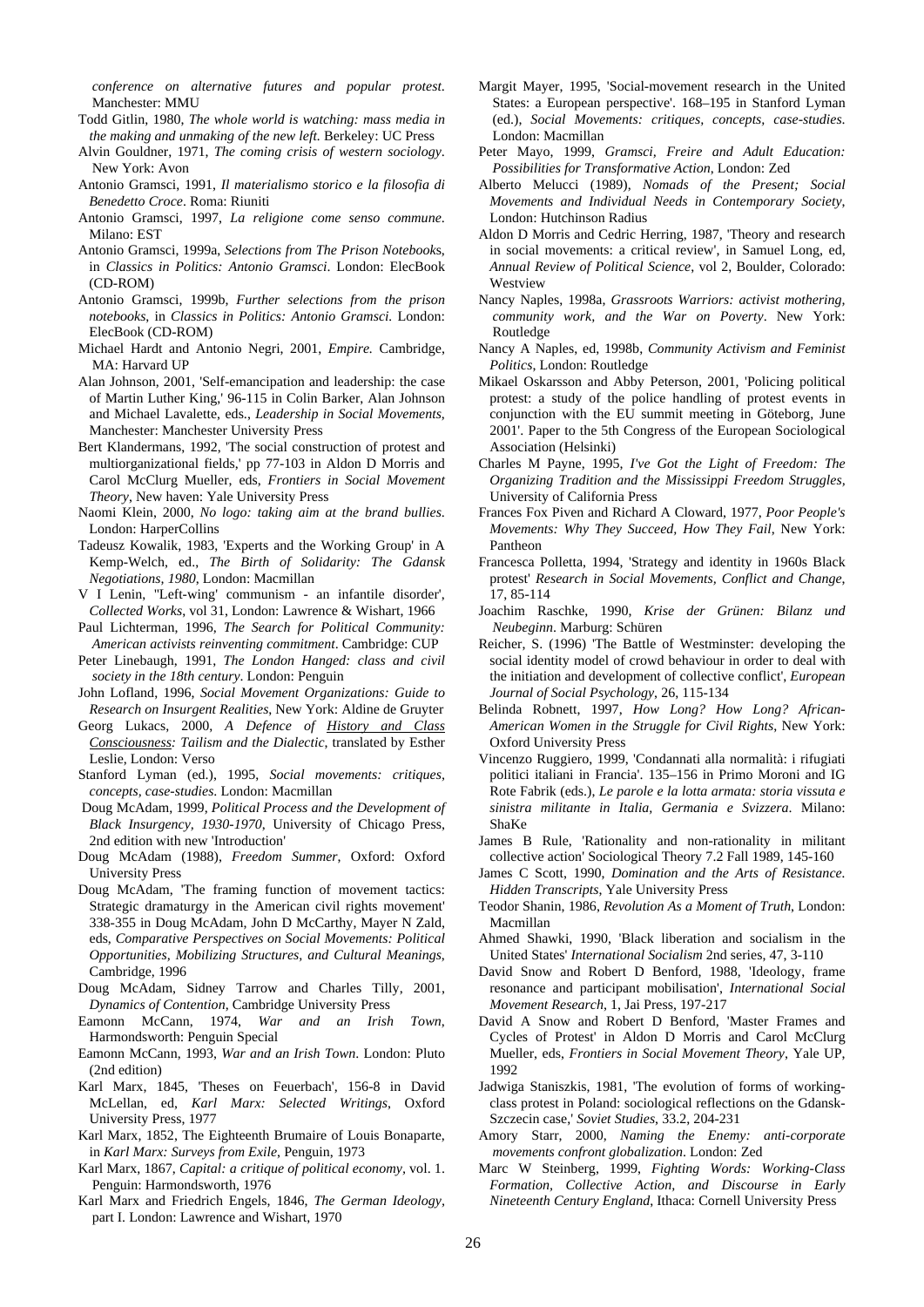*conference on alternative futures and popular protest*. Manchester: MMU

Todd Gitlin, 1980, *The whole world is watching: mass media in the making and unmaking of the new left*. Berkeley: UC Press

Alvin Gouldner, 1971, *The coming crisis of western sociology*. New York: Avon

Antonio Gramsci, 1991, *Il materialismo storico e la filosofia di Benedetto Croce*. Roma: Riuniti

Antonio Gramsci, 1997, *La religione come senso commune*. Milano: EST

Antonio Gramsci, 1999a, *Selections from The Prison Notebooks*, in *Classics in Politics: Antonio Gramsci*. London: ElecBook (CD-ROM)

Antonio Gramsci, 1999b, *Further selections from the prison notebooks*, in *Classics in Politics: Antonio Gramsci*. London: ElecBook (CD-ROM)

Michael Hardt and Antonio Negri, 2001, *Empire*. Cambridge, MA: Harvard UP

Alan Johnson, 2001, 'Self-emancipation and leadership: the case of Martin Luther King,' 96-115 in Colin Barker, Alan Johnson and Michael Lavalette, eds., *Leadership in Social Movements*, Manchester: Manchester University Press

Bert Klandermans, 1992, 'The social construction of protest and multiorganizational fields,' pp 77-103 in Aldon D Morris and Carol McClurg Mueller, eds, *Frontiers in Social Movement Theory*, New haven: Yale University Press

Naomi Klein, 2000, *No logo: taking aim at the brand bullies*. London: HarperCollins

Tadeusz Kowalik, 1983, 'Experts and the Working Group' in A Kemp-Welch, ed., *The Birth of Solidarity: The Gdansk Negotiations, 1980*, London: Macmillan

V I Lenin, "Left-wing' communism - an infantile disorder', *Collected Works*, vol 31, London: Lawrence & Wishart, 1966

Paul Lichterman, 1996, *The Search for Political Community: American activists reinventing commitment*. Cambridge: CUP

Peter Linebaugh, 1991, *The London Hanged: class and civil society in the 18th century*. London: Penguin

John Lofland, 1996, *Social Movement Organizations: Guide to Research on Insurgent Realities*, New York: Aldine de Gruyter

Georg Lukacs, 2000, *A Defence of History and Class Consciousness: Tailism and the Dialectic*, translated by Esther Leslie, London: Verso

Stanford Lyman (ed.), 1995, *Social movements: critiques, concepts, case-studies*. London: Macmillan

Doug McAdam, 1999, *Political Process and the Development of Black Insurgency, 1930-1970*, University of Chicago Press, 2nd edition with new 'Introduction'

Doug McAdam (1988), *Freedom Summer*, Oxford: Oxford University Press

Doug McAdam, 'The framing function of movement tactics: Strategic dramaturgy in the American civil rights movement' 338-355 in Doug McAdam, John D McCarthy, Mayer N Zald, eds, *Comparative Perspectives on Social Movements: Political Opportunities, Mobilizing Structures, and Cultural Meanings*, Cambridge, 1996

Doug McAdam, Sidney Tarrow and Charles Tilly, 2001, *Dynamics of Contention*, Cambridge University Press

Eamonn McCann, 1974, *War and an Irish Town*, Harmondsworth: Penguin Special

Eamonn McCann, 1993, *War and an Irish Town*. London: Pluto (2nd edition)

Karl Marx, 1845, 'Theses on Feuerbach', 156-8 in David McLellan, ed, *Karl Marx: Selected Writings*, Oxford University Press, 1977

Karl Marx, 1852, The Eighteenth Brumaire of Louis Bonaparte, in *Karl Marx: Surveys from Exile*, Penguin, 1973

Karl Marx, 1867, *Capital: a critique of political economy*, vol. 1. Penguin: Harmondsworth, 1976

Karl Marx and Friedrich Engels, 1846, *The German Ideology*, part I. London: Lawrence and Wishart, 1970

Margit Mayer, 1995, 'Social-movement research in the United States: a European perspective'. 168–195 in Stanford Lyman (ed.), *Social Movements: critiques, concepts, case-studies*. London: Macmillan

Peter Mayo, 1999, *Gramsci, Freire and Adult Education: Possibilities for Transformative Action*, London: Zed

Alberto Melucci (1989), *Nomads of the Present; Social Movements and Individual Needs in Contemporary Society*, London: Hutchinson Radius

Aldon D Morris and Cedric Herring, 1987, 'Theory and research in social movements: a critical review', in Samuel Long, ed, *Annual Review of Political Science*, vol 2, Boulder, Colorado: Westview

Nancy Naples, 1998a, *Grassroots Warriors: activist mothering, community work, and the War on Poverty*. New York: Routledge

Nancy A Naples, ed, 1998b, *Community Activism and Feminist Politics*, London: Routledge

Mikael Oskarsson and Abby Peterson, 2001, 'Policing political protest: a study of the police handling of protest events in conjunction with the EU summit meeting in Göteborg, June 2001'. Paper to the 5th Congress of the European Sociological Association (Helsinki)

Charles M Payne, 1995, *I've Got the Light of Freedom: The Organizing Tradition and the Mississippi Freedom Struggles*, University of California Press

Frances Fox Piven and Richard A Cloward, 1977, *Poor People's Movements: Why They Succeed, How They Fail*, New York: Pantheon

Francesca Polletta, 1994, 'Strategy and identity in 1960s Black protest' *Research in Social Movements, Conflict and Change*, 17, 85-114

Joachim Raschke, 1990, *Krise der Grünen: Bilanz und Neubeginn*. Marburg: Schüren

Reicher, S. (1996) 'The Battle of Westminster: developing the social identity model of crowd behaviour in order to deal with the initiation and development of collective conflict', *European Journal of Social Psychology*, 26, 115-134

Belinda Robnett, 1997, *How Long? How Long? African-American Women in the Struggle for Civil Rights*, New York: Oxford University Press

Vincenzo Ruggiero, 1999, 'Condannati alla normalità: i rifugiati politici italiani in Francia'. 135–156 in Primo Moroni and IG Rote Fabrik (eds.), *Le parole e la lotta armata: storia vissuta e sinistra militante in Italia, Germania e Svizzera*. Milano: ShaKe

James B Rule, 'Rationality and non-rationality in militant collective action' Sociological Theory 7.2 Fall 1989, 145-160

James C Scott, 1990, *Domination and the Arts of Resistance. Hidden Transcripts*, Yale University Press

Teodor Shanin, 1986, *Revolution As a Moment of Truth*, London: Macmillan

Ahmed Shawki, 1990, 'Black liberation and socialism in the United States' *International Socialism* 2nd series, 47, 3-110

David Snow and Robert D Benford, 1988, 'Ideology, frame resonance and participant mobilisation', *International Social Movement Research*, 1, Jai Press, 197-217

David A Snow and Robert D Benford, 'Master Frames and Cycles of Protest' in Aldon D Morris and Carol McClurg Mueller, eds, *Frontiers in Social Movement Theory*, Yale UP, 1992

Jadwiga Staniszkis, 1981, 'The evolution of forms of working-class protest in Poland: sociological reflections on the Gdansk-Szczecin case,' *Soviet Studies*, 33.2, 204-231

Amory Starr, 2000, *Naming the Enemy: anti-corporate movements confront globalization*. London: Zed

Marc W Steinberg, 1999, *Fighting Words: Working-Class Formation, Collective Action, and Discourse in Early Nineteenth Century England*, Ithaca: Cornell University Press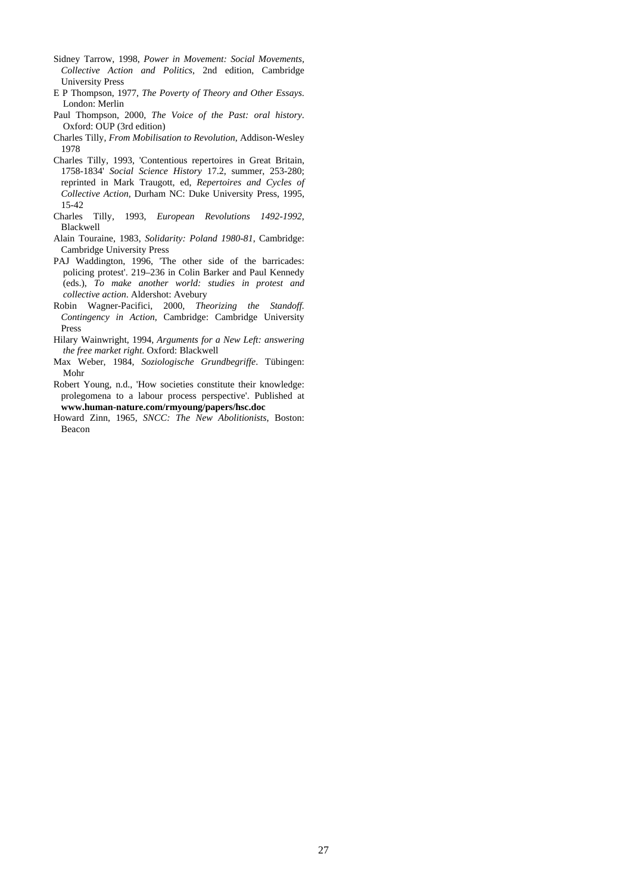Sidney Tarrow, 1998, *Power in Movement: Social Movements, Collective Action and Politics*, 2nd edition, Cambridge University Press

E P Thompson, 1977, *The Poverty of Theory and Other Essays*. London: Merlin

Paul Thompson, 2000, *The Voice of the Past: oral history*. Oxford: OUP (3rd edition)

Charles Tilly, *From Mobilisation to Revolution*, Addison-Wesley 1978

Charles Tilly, 1993, 'Contentious repertoires in Great Britain, 1758-1834' *Social Science History* 17.2, summer, 253-280; reprinted in Mark Traugott, ed, *Repertoires and Cycles of Collective Action*, Durham NC: Duke University Press, 1995, 15-42

Charles Tilly, 1993, *European Revolutions 1492-1992*, Blackwell

Alain Touraine, 1983, *Solidarity: Poland 1980-81*, Cambridge: Cambridge University Press

PAJ Waddington, 1996, 'The other side of the barricades: policing protest'. 219–236 in Colin Barker and Paul Kennedy (eds.), *To make another world: studies in protest and collective action*. Aldershot: Avebury

Robin Wagner-Pacifici, 2000, *Theorizing the Standoff. Contingency in Action*, Cambridge: Cambridge University Press

Hilary Wainwright, 1994, *Arguments for a New Left: answering the free market right*. Oxford: Blackwell

Max Weber, 1984, *Soziologische Grundbegriffe*. Tübingen: Mohr

Robert Young, n.d., 'How societies constitute their knowledge: prolegomena to a labour process perspective'. Published at **www.human-nature.com/rmyoung/papers/hsc.doc**

Howard Zinn, 1965, *SNCC: The New Abolitionists*, Boston: Beacon